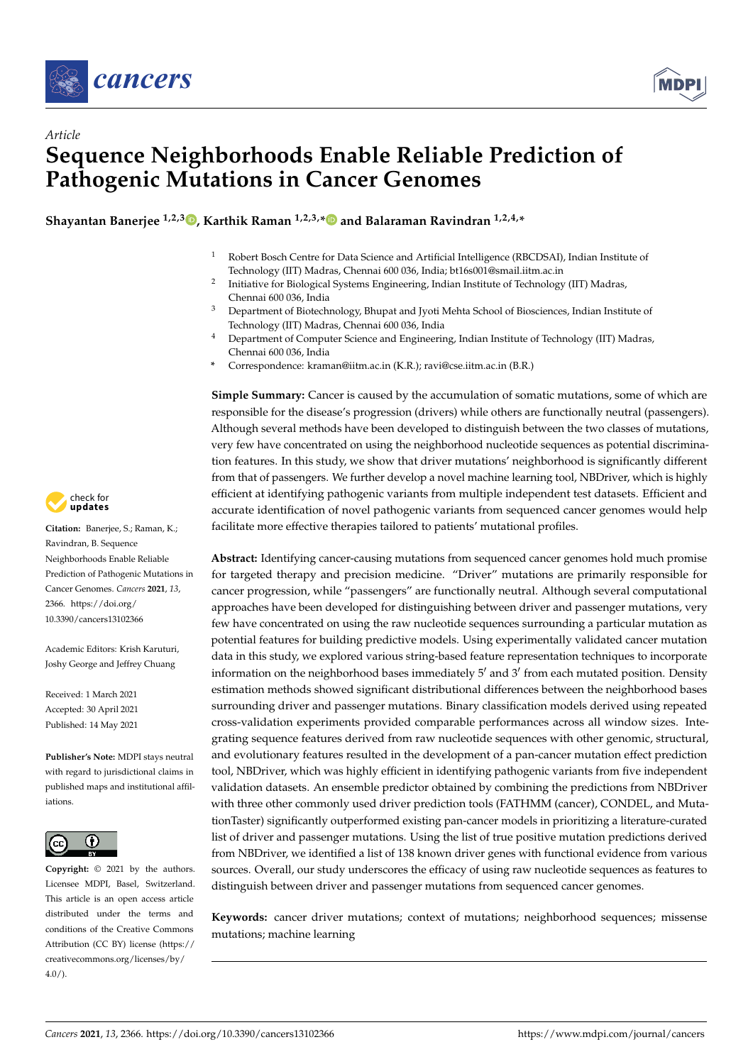*Article*

# Sequence Neighborhoods Enable Reliable Prediction of Pathogenic Mutations in Cancer Genomes

**Shayantan Banerjee [1,2,3], Karthik Raman [1,2,3,*] and Balaraman Ravindran [1,2,4,*]**

[1] Robert Bosch Centre for Data Science and Artificial Intelligence (RBCDSAI), Indian Institute of Technology (IIT) Madras, Chennai 600 036, India; bt16s001@smail.iitm.ac.in

[2] Initiative for Biological Systems Engineering, Indian Institute of Technology (IIT) Madras, Chennai 600 036, India

[3] Department of Biotechnology, Bhupat and Jyoti Mehta School of Biosciences, Indian Institute of Technology (IIT) Madras, Chennai 600 036, India

[4] Department of Computer Science and Engineering, Indian Institute of Technology (IIT) Madras, Chennai 600 036, India

* Correspondence: kraman@iitm.ac.in (K.R.); ravi@cse.iitm.ac.in (B.R.)

**Simple Summary:** Cancer is caused by the accumulation of somatic mutations, some of which are responsible for the disease's progression (drivers) while others are functionally neutral (passengers). Although several methods have been developed to distinguish between the two classes of mutations, very few have concentrated on using the neighborhood nucleotide sequences as potential discrimination features. In this study, we show that driver mutations' neighborhood is significantly different from that of passengers. We further develop a novel machine learning tool, NBDriver, which is highly efficient at identifying pathogenic variants from multiple independent test datasets. Efficient and accurate identification of novel pathogenic variants from sequenced cancer genomes would help facilitate more effective therapies tailored to patients' mutational profiles.

**Abstract:** Identifying cancer-causing mutations from sequenced cancer genomes hold much promise for targeted therapy and precision medicine. "Driver" mutations are primarily responsible for cancer progression, while "passengers" are functionally neutral. Although several computational approaches have been developed for distinguishing between driver and passenger mutations, very few have concentrated on using the raw nucleotide sequences surrounding a particular mutation as potential features for building predictive models. Using experimentally validated cancer mutation data in this study, we explored various string-based feature representation techniques to incorporate information on the neighborhood bases immediately 5′ and 3′ from each mutated position. Density estimation methods showed significant distributional differences between the neighborhood bases surrounding driver and passenger mutations. Binary classification models derived using repeated cross-validation experiments provided comparable performances across all window sizes. Integrating sequence features derived from raw nucleotide sequences with other genomic, structural, and evolutionary features resulted in the development of a pan-cancer mutation effect prediction tool, NBDriver, which was highly efficient in identifying pathogenic variants from five independent validation datasets. An ensemble predictor obtained by combining the predictions from NBDriver with three other commonly used driver prediction tools (FATHMM (cancer), CONDEL, and MutationTaster) significantly outperformed existing pan-cancer models in prioritizing a literature-curated list of driver and passenger mutations. Using the list of true positive mutation predictions derived from NBDriver, we identified a list of 138 known driver genes with functional evidence from various sources. Overall, our study underscores the efficacy of using raw nucleotide sequences as features to distinguish between driver and passenger mutations from sequenced cancer genomes.

**Keywords:** cancer driver mutations; context of mutations; neighborhood sequences; missense mutations; machine learning

**Citation:** Banerjee, S.; Raman, K.; Ravindran, B. Sequence Neighborhoods Enable Reliable Prediction of Pathogenic Mutations in Cancer Genomes. *Cancers* **2021**, *13*, 2366. https://doi.org/10.3390/cancers13102366

Academic Editors: Krish Karuturi, Joshy George and Jeffrey Chuang

Received: 1 March 2021
Accepted: 30 April 2021
Published: 14 May 2021

**Publisher's Note:** MDPI stays neutral with regard to jurisdictional claims in published maps and institutional affiliations.

**Copyright:** © 2021 by the authors. Licensee MDPI, Basel, Switzerland. This article is an open access article distributed under the terms and conditions of the Creative Commons Attribution (CC BY) license (https://creativecommons.org/licenses/by/4.0/).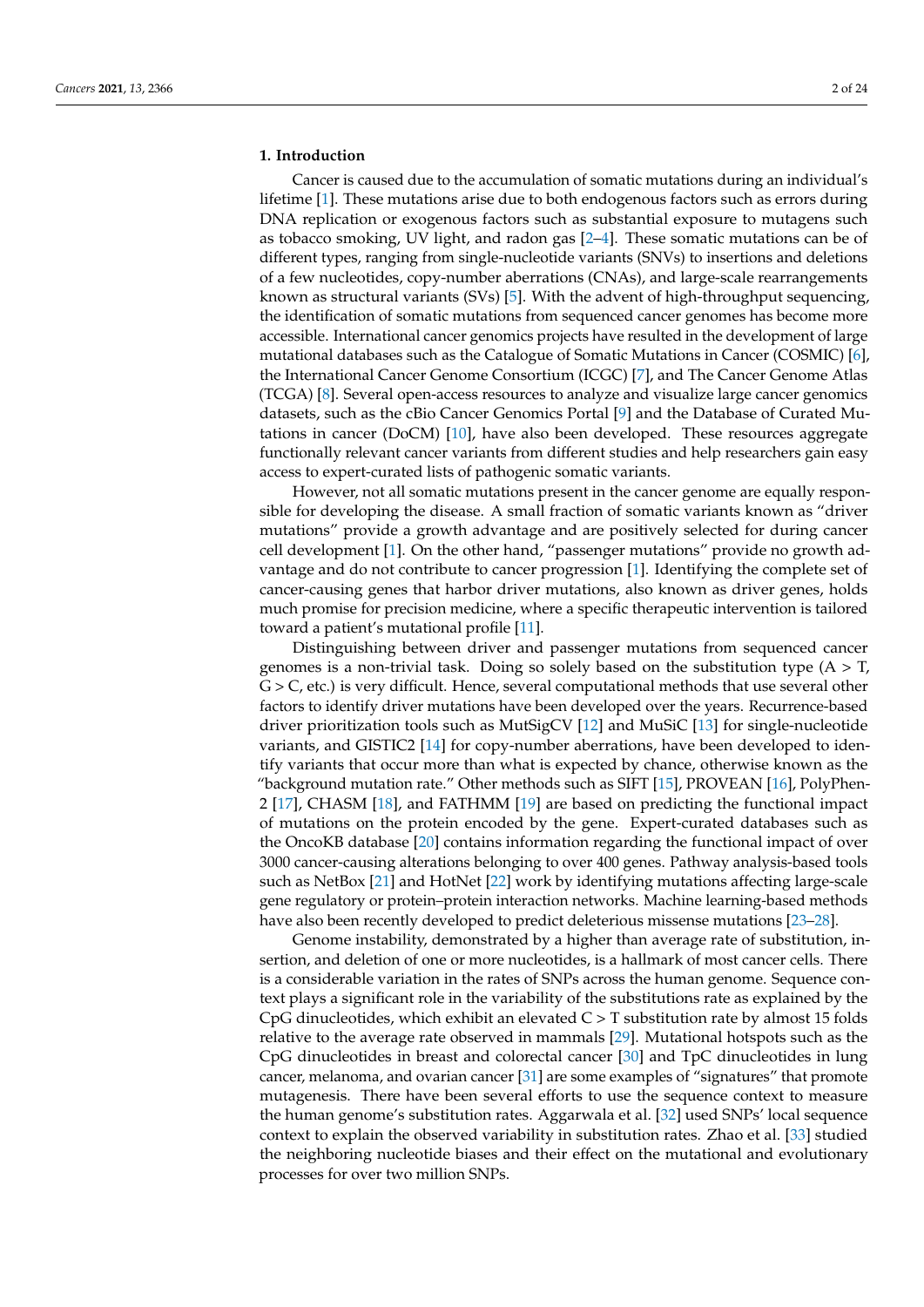## 1. Introduction

Cancer is caused due to the accumulation of somatic mutations during an individual's lifetime [1]. These mutations arise due to both endogenous factors such as errors during DNA replication or exogenous factors such as substantial exposure to mutagens such as tobacco smoking, UV light, and radon gas [2–4]. These somatic mutations can be of different types, ranging from single-nucleotide variants (SNVs) to insertions and deletions of a few nucleotides, copy-number aberrations (CNAs), and large-scale rearrangements known as structural variants (SVs) [5]. With the advent of high-throughput sequencing, the identification of somatic mutations from sequenced cancer genomes has become more accessible. International cancer genomics projects have resulted in the development of large mutational databases such as the Catalogue of Somatic Mutations in Cancer (COSMIC) [6], the International Cancer Genome Consortium (ICGC) [7], and The Cancer Genome Atlas (TCGA) [8]. Several open-access resources to analyze and visualize large cancer genomics datasets, such as the cBio Cancer Genomics Portal [9] and the Database of Curated Mutations in cancer (DoCM) [10], have also been developed. These resources aggregate functionally relevant cancer variants from different studies and help researchers gain easy access to expert-curated lists of pathogenic somatic variants.

However, not all somatic mutations present in the cancer genome are equally responsible for developing the disease. A small fraction of somatic variants known as "driver mutations" provide a growth advantage and are positively selected for during cancer cell development [1]. On the other hand, "passenger mutations" provide no growth advantage and do not contribute to cancer progression [1]. Identifying the complete set of cancer-causing genes that harbor driver mutations, also known as driver genes, holds much promise for precision medicine, where a specific therapeutic intervention is tailored toward a patient's mutational profile [11].

Distinguishing between driver and passenger mutations from sequenced cancer genomes is a non-trivial task. Doing so solely based on the substitution type (A > T, G > C, etc.) is very difficult. Hence, several computational methods that use several other factors to identify driver mutations have been developed over the years. Recurrence-based driver prioritization tools such as MutSigCV [12] and MuSiC [13] for single-nucleotide variants, and GISTIC2 [14] for copy-number aberrations, have been developed to identify variants that occur more than what is expected by chance, otherwise known as the "background mutation rate." Other methods such as SIFT [15], PROVEAN [16], PolyPhen-2 [17], CHASM [18], and FATHMM [19] are based on predicting the functional impact of mutations on the protein encoded by the gene. Expert-curated databases such as the OncoKB database [20] contains information regarding the functional impact of over 3000 cancer-causing alterations belonging to over 400 genes. Pathway analysis-based tools such as NetBox [21] and HotNet [22] work by identifying mutations affecting large-scale gene regulatory or protein–protein interaction networks. Machine learning-based methods have also been recently developed to predict deleterious missense mutations [23–28].

Genome instability, demonstrated by a higher than average rate of substitution, insertion, and deletion of one or more nucleotides, is a hallmark of most cancer cells. There is a considerable variation in the rates of SNPs across the human genome. Sequence context plays a significant role in the variability of the substitutions rate as explained by the CpG dinucleotides, which exhibit an elevated C > T substitution rate by almost 15 folds relative to the average rate observed in mammals [29]. Mutational hotspots such as the CpG dinucleotides in breast and colorectal cancer [30] and TpC dinucleotides in lung cancer, melanoma, and ovarian cancer [31] are some examples of "signatures" that promote mutagenesis. There have been several efforts to use the sequence context to measure the human genome's substitution rates. Aggarwala et al. [32] used SNPs' local sequence context to explain the observed variability in substitution rates. Zhao et al. [33] studied the neighboring nucleotide biases and their effect on the mutational and evolutionary processes for over two million SNPs.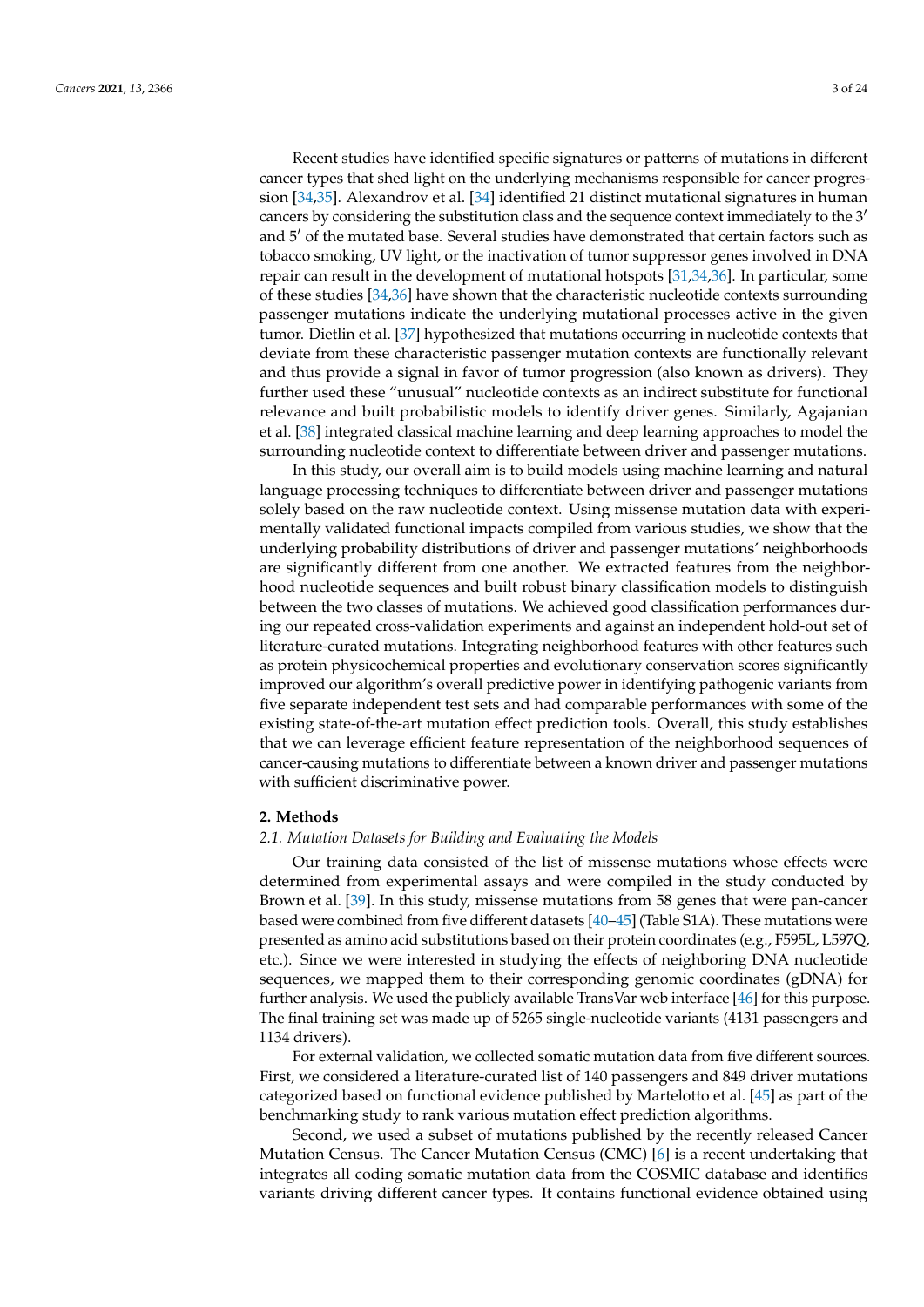Recent studies have identified specific signatures or patterns of mutations in different cancer types that shed light on the underlying mechanisms responsible for cancer progression [34,35]. Alexandrov et al. [34] identified 21 distinct mutational signatures in human cancers by considering the substitution class and the sequence context immediately to the 3′ and 5′ of the mutated base. Several studies have demonstrated that certain factors such as tobacco smoking, UV light, or the inactivation of tumor suppressor genes involved in DNA repair can result in the development of mutational hotspots [31,34,36]. In particular, some of these studies [34,36] have shown that the characteristic nucleotide contexts surrounding passenger mutations indicate the underlying mutational processes active in the given tumor. Dietlin et al. [37] hypothesized that mutations occurring in nucleotide contexts that deviate from these characteristic passenger mutation contexts are functionally relevant and thus provide a signal in favor of tumor progression (also known as drivers). They further used these "unusual" nucleotide contexts as an indirect substitute for functional relevance and built probabilistic models to identify driver genes. Similarly, Agajanian et al. [38] integrated classical machine learning and deep learning approaches to model the surrounding nucleotide context to differentiate between driver and passenger mutations.

In this study, our overall aim is to build models using machine learning and natural language processing techniques to differentiate between driver and passenger mutations solely based on the raw nucleotide context. Using missense mutation data with experimentally validated functional impacts compiled from various studies, we show that the underlying probability distributions of driver and passenger mutations' neighborhoods are significantly different from one another. We extracted features from the neighborhood nucleotide sequences and built robust binary classification models to distinguish between the two classes of mutations. We achieved good classification performances during our repeated cross-validation experiments and against an independent hold-out set of literature-curated mutations. Integrating neighborhood features with other features such as protein physicochemical properties and evolutionary conservation scores significantly improved our algorithm's overall predictive power in identifying pathogenic variants from five separate independent test sets and had comparable performances with some of the existing state-of-the-art mutation effect prediction tools. Overall, this study establishes that we can leverage efficient feature representation of the neighborhood sequences of cancer-causing mutations to differentiate between a known driver and passenger mutations with sufficient discriminative power.

## 2. Methods

### *2.1. Mutation Datasets for Building and Evaluating the Models*

Our training data consisted of the list of missense mutations whose effects were determined from experimental assays and were compiled in the study conducted by Brown et al. [39]. In this study, missense mutations from 58 genes that were pan-cancer based were combined from five different datasets [40–45] (Table S1A). These mutations were presented as amino acid substitutions based on their protein coordinates (e.g., F595L, L597Q, etc.). Since we were interested in studying the effects of neighboring DNA nucleotide sequences, we mapped them to their corresponding genomic coordinates (gDNA) for further analysis. We used the publicly available TransVar web interface [46] for this purpose. The final training set was made up of 5265 single-nucleotide variants (4131 passengers and 1134 drivers).

For external validation, we collected somatic mutation data from five different sources. First, we considered a literature-curated list of 140 passengers and 849 driver mutations categorized based on functional evidence published by Martelotto et al. [45] as part of the benchmarking study to rank various mutation effect prediction algorithms.

Second, we used a subset of mutations published by the recently released Cancer Mutation Census. The Cancer Mutation Census (CMC) [6] is a recent undertaking that integrates all coding somatic mutation data from the COSMIC database and identifies variants driving different cancer types. It contains functional evidence obtained using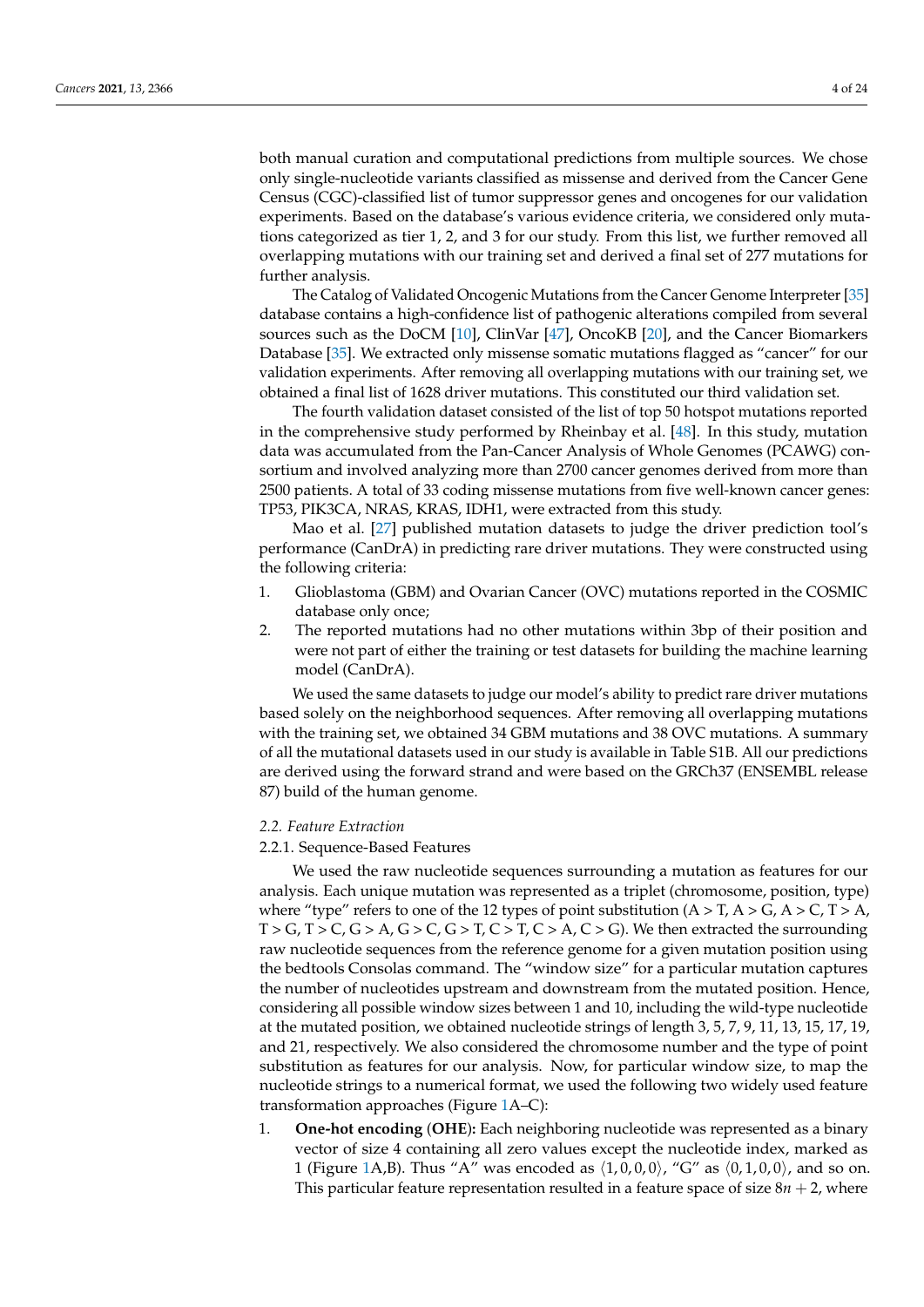both manual curation and computational predictions from multiple sources. We chose only single-nucleotide variants classified as missense and derived from the Cancer Gene Census (CGC)-classified list of tumor suppressor genes and oncogenes for our validation experiments. Based on the database's various evidence criteria, we considered only mutations categorized as tier 1, 2, and 3 for our study. From this list, we further removed all overlapping mutations with our training set and derived a final set of 277 mutations for further analysis.

The Catalog of Validated Oncogenic Mutations from the Cancer Genome Interpreter [35] database contains a high-confidence list of pathogenic alterations compiled from several sources such as the DoCM [10], ClinVar [47], OncoKB [20], and the Cancer Biomarkers Database [35]. We extracted only missense somatic mutations flagged as "cancer" for our validation experiments. After removing all overlapping mutations with our training set, we obtained a final list of 1628 driver mutations. This constituted our third validation set.

The fourth validation dataset consisted of the list of top 50 hotspot mutations reported in the comprehensive study performed by Rheinbay et al. [48]. In this study, mutation data was accumulated from the Pan-Cancer Analysis of Whole Genomes (PCAWG) consortium and involved analyzing more than 2700 cancer genomes derived from more than 2500 patients. A total of 33 coding missense mutations from five well-known cancer genes: TP53, PIK3CA, NRAS, KRAS, IDH1, were extracted from this study.

Mao et al. [27] published mutation datasets to judge the driver prediction tool's performance (CanDrA) in predicting rare driver mutations. They were constructed using the following criteria:

1. Glioblastoma (GBM) and Ovarian Cancer (OVC) mutations reported in the COSMIC database only once;
2. The reported mutations had no other mutations within 3bp of their position and were not part of either the training or test datasets for building the machine learning model (CanDrA).

We used the same datasets to judge our model's ability to predict rare driver mutations based solely on the neighborhood sequences. After removing all overlapping mutations with the training set, we obtained 34 GBM mutations and 38 OVC mutations. A summary of all the mutational datasets used in our study is available in Table S1B. All our predictions are derived using the forward strand and were based on the GRCh37 (ENSEMBL release 87) build of the human genome.

### 2.2. Feature Extraction

#### 2.2.1. Sequence-Based Features

We used the raw nucleotide sequences surrounding a mutation as features for our analysis. Each unique mutation was represented as a triplet (chromosome, position, type) where "type" refers to one of the 12 types of point substitution (A > T, A > G, A > C, T > A, T > G, T > C, G > A, G > C, G > T, C > T, C > A, C > G). We then extracted the surrounding raw nucleotide sequences from the reference genome for a given mutation position using the bedtools Consolas command. The "window size" for a particular mutation captures the number of nucleotides upstream and downstream from the mutated position. Hence, considering all possible window sizes between 1 and 10, including the wild-type nucleotide at the mutated position, we obtained nucleotide strings of length 3, 5, 7, 9, 11, 13, 15, 17, 19, and 21, respectively. We also considered the chromosome number and the type of point substitution as features for our analysis. Now, for particular window size, to map the nucleotide strings to a numerical format, we used the following two widely used feature transformation approaches (Figure 1A–C):

1. **One-hot encoding** (**OHE**)**:** Each neighboring nucleotide was represented as a binary vector of size 4 containing all zero values except the nucleotide index, marked as 1 (Figure 1A,B). Thus "A" was encoded as $\langle 1, 0, 0, 0 \rangle$, "G" as $\langle 0, 1, 0, 0 \rangle$, and so on. This particular feature representation resulted in a feature space of size $8n + 2$, where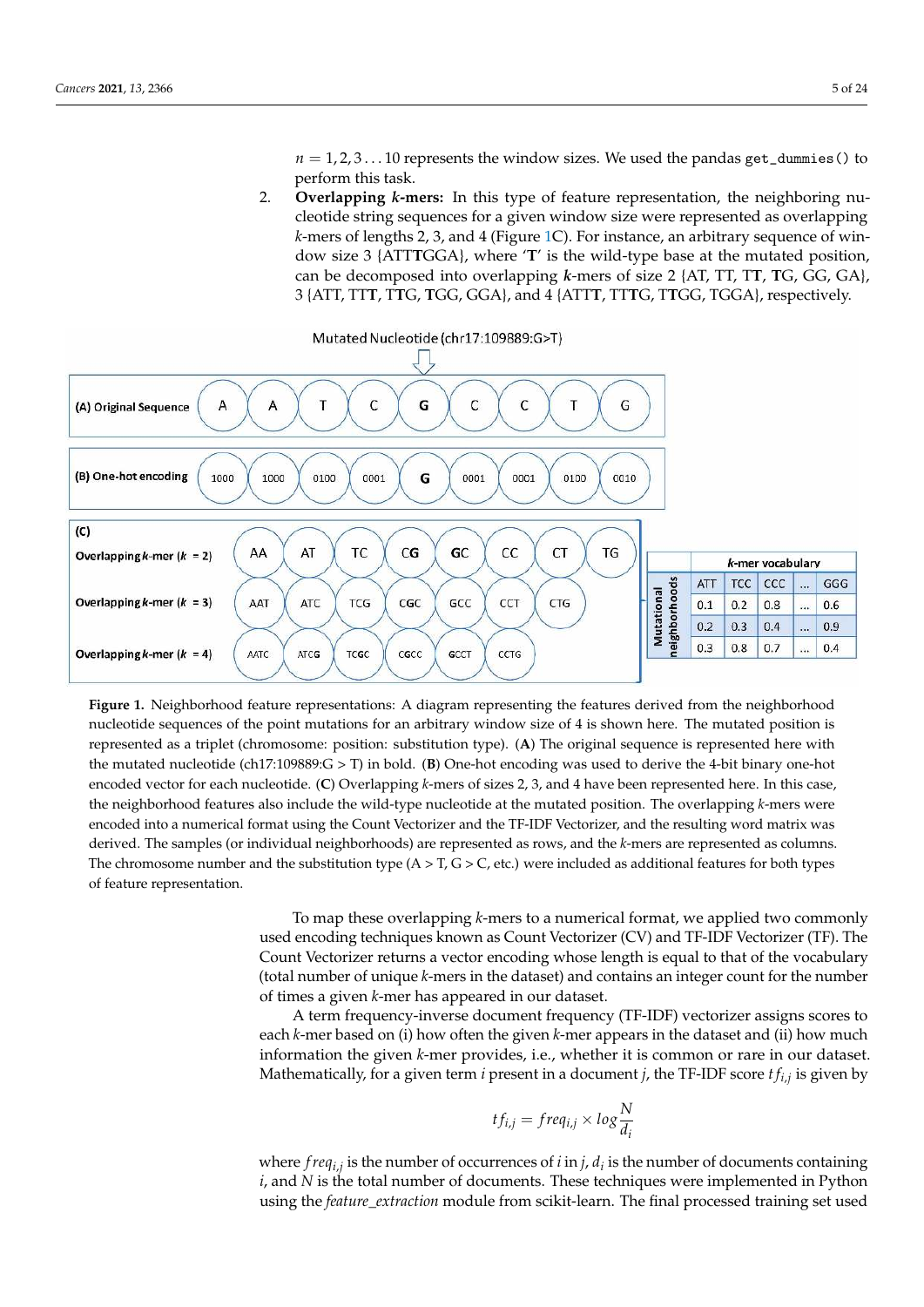$n = 1, 2, 3 \ldots 10$ represents the window sizes. We used the pandas get_dummies() to perform this task.

2. **Overlapping *k*-mers:** In this type of feature representation, the neighboring nucleotide string sequences for a given window size were represented as overlapping *k*-mers of lengths 2, 3, and 4 (Figure 1C). For instance, an arbitrary sequence of window size 3 {ATT**T**GGA}, where '**T**' is the wild-type base at the mutated position, can be decomposed into overlapping *k*-mers of size 2 {AT, TT, T**T**, **T**G, GG, GA}, 3 {ATT, TT**T**, T**T**G, **T**GG, GGA}, and 4 {ATT**T**, TT**T**G, T**T**GG, **T**GGA}, respectively.

**Figure 1.** Neighborhood feature representations: A diagram representing the features derived from the neighborhood nucleotide sequences of the point mutations for an arbitrary window size of 4 is shown here. The mutated position is represented as a triplet (chromosome: position: substitution type). (**A**) The original sequence is represented here with the mutated nucleotide (ch17:109889:G > T) in bold. (**B**) One-hot encoding was used to derive the 4-bit binary one-hot encoded vector for each nucleotide. (**C**) Overlapping *k*-mers of sizes 2, 3, and 4 have been represented here. In this case, the neighborhood features also include the wild-type nucleotide at the mutated position. The overlapping *k*-mers were encoded into a numerical format using the Count Vectorizer and the TF-IDF Vectorizer, and the resulting word matrix was derived. The samples (or individual neighborhoods) are represented as rows, and the *k*-mers are represented as columns. The chromosome number and the substitution type (A > T, G > C, etc.) were included as additional features for both types of feature representation.

To map these overlapping *k*-mers to a numerical format, we applied two commonly used encoding techniques known as Count Vectorizer (CV) and TF-IDF Vectorizer (TF). The Count Vectorizer returns a vector encoding whose length is equal to that of the vocabulary (total number of unique *k*-mers in the dataset) and contains an integer count for the number of times a given *k*-mer has appeared in our dataset.

A term frequency-inverse document frequency (TF-IDF) vectorizer assigns scores to each *k*-mer based on (i) how often the given *k*-mer appears in the dataset and (ii) how much information the given *k*-mer provides, i.e., whether it is common or rare in our dataset. Mathematically, for a given term *i* present in a document *j*, the TF-IDF score $tf_{i,j}$ is given by

$$tf_{i,j} = freq_{i,j} \times log\frac{N}{d_i}$$

where $freq_{i,j}$ is the number of occurrences of *i* in *j*, $d_i$ is the number of documents containing *i*, and *N* is the total number of documents. These techniques were implemented in Python using the *feature_extraction* module from scikit-learn. The final processed training set used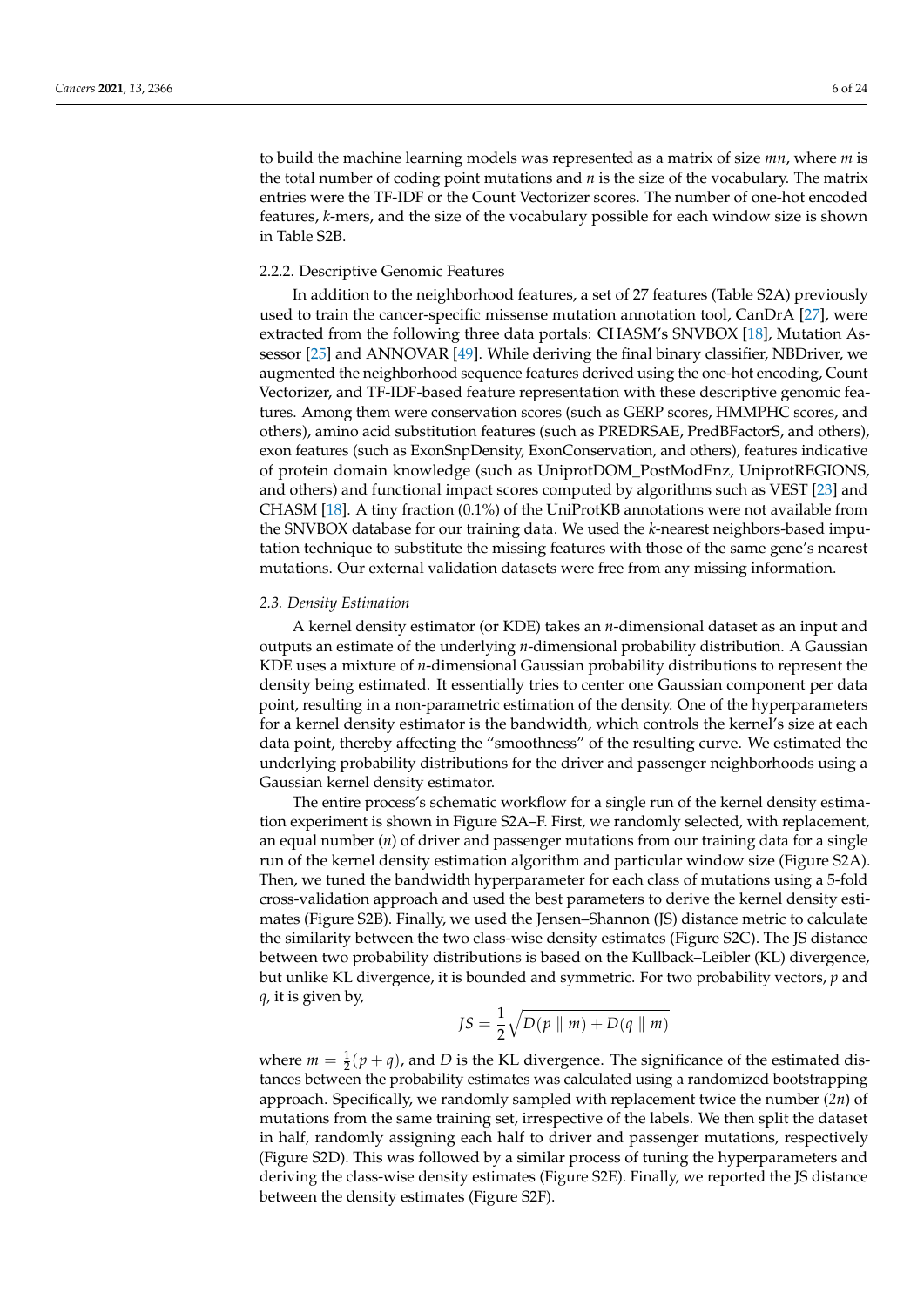to build the machine learning models was represented as a matrix of size $mn$, where $m$ is the total number of coding point mutations and $n$ is the size of the vocabulary. The matrix entries were the TF-IDF or the Count Vectorizer scores. The number of one-hot encoded features, $k$-mers, and the size of the vocabulary possible for each window size is shown in Table S2B.

#### 2.2.2. Descriptive Genomic Features

In addition to the neighborhood features, a set of 27 features (Table S2A) previously used to train the cancer-specific missense mutation annotation tool, CanDrA [27], were extracted from the following three data portals: CHASM's SNVBOX [18], Mutation Assessor [25] and ANNOVAR [49]. While deriving the final binary classifier, NBDriver, we augmented the neighborhood sequence features derived using the one-hot encoding, Count Vectorizer, and TF-IDF-based feature representation with these descriptive genomic features. Among them were conservation scores (such as GERP scores, HMMPHC scores, and others), amino acid substitution features (such as PREDRSAE, PredBFactorS, and others), exon features (such as ExonSnpDensity, ExonConservation, and others), features indicative of protein domain knowledge (such as UniprotDOM_PostModEnz, UniprotREGIONS, and others) and functional impact scores computed by algorithms such as VEST [23] and CHASM [18]. A tiny fraction (0.1%) of the UniProtKB annotations were not available from the SNVBOX database for our training data. We used the $k$-nearest neighbors-based imputation technique to substitute the missing features with those of the same gene's nearest mutations. Our external validation datasets were free from any missing information.

### 2.3. Density Estimation

A kernel density estimator (or KDE) takes an $n$-dimensional dataset as an input and outputs an estimate of the underlying $n$-dimensional probability distribution. A Gaussian KDE uses a mixture of $n$-dimensional Gaussian probability distributions to represent the density being estimated. It essentially tries to center one Gaussian component per data point, resulting in a non-parametric estimation of the density. One of the hyperparameters for a kernel density estimator is the bandwidth, which controls the kernel's size at each data point, thereby affecting the "smoothness" of the resulting curve. We estimated the underlying probability distributions for the driver and passenger neighborhoods using a Gaussian kernel density estimator.

The entire process's schematic workflow for a single run of the kernel density estimation experiment is shown in Figure S2A–F. First, we randomly selected, with replacement, an equal number ($n$) of driver and passenger mutations from our training data for a single run of the kernel density estimation algorithm and particular window size (Figure S2A). Then, we tuned the bandwidth hyperparameter for each class of mutations using a 5-fold cross-validation approach and used the best parameters to derive the kernel density estimates (Figure S2B). Finally, we used the Jensen–Shannon (JS) distance metric to calculate the similarity between the two class-wise density estimates (Figure S2C). The JS distance between two probability distributions is based on the Kullback–Leibler (KL) divergence, but unlike KL divergence, it is bounded and symmetric. For two probability vectors, $p$ and $q$, it is given by,

$$JS = \frac{1}{2}\sqrt{D(p \parallel m) + D(q \parallel m)}$$

where $m = \frac{1}{2}(p+q)$, and $D$ is the KL divergence. The significance of the estimated distances between the probability estimates was calculated using a randomized bootstrapping approach. Specifically, we randomly sampled with replacement twice the number ($2n$) of mutations from the same training set, irrespective of the labels. We then split the dataset in half, randomly assigning each half to driver and passenger mutations, respectively (Figure S2D). This was followed by a similar process of tuning the hyperparameters and deriving the class-wise density estimates (Figure S2E). Finally, we reported the JS distance between the density estimates (Figure S2F).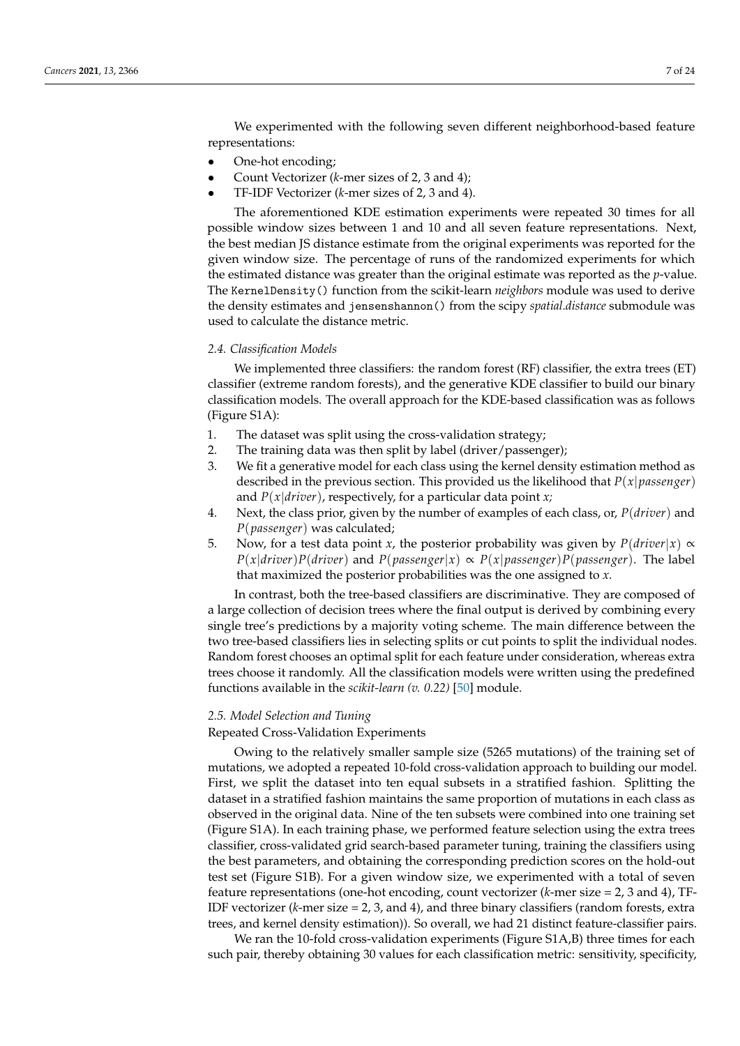We experimented with the following seven different neighborhood-based feature representations:

- One-hot encoding;
- Count Vectorizer (*k*-mer sizes of 2, 3 and 4);
- TF-IDF Vectorizer (*k*-mer sizes of 2, 3 and 4).

The aforementioned KDE estimation experiments were repeated 30 times for all possible window sizes between 1 and 10 and all seven feature representations. Next, the best median JS distance estimate from the original experiments was reported for the given window size. The percentage of runs of the randomized experiments for which the estimated distance was greater than the original estimate was reported as the *p*-value. The `KernelDensity()` function from the scikit-learn *neighbors* module was used to derive the density estimates and `jensenshannon()` from the scipy *spatial.distance* submodule was used to calculate the distance metric.

### 2.4. Classification Models

We implemented three classifiers: the random forest (RF) classifier, the extra trees (ET) classifier (extreme random forests), and the generative KDE classifier to build our binary classification models. The overall approach for the KDE-based classification was as follows (Figure S1A):

1. The dataset was split using the cross-validation strategy;
2. The training data was then split by label (driver/passenger);
3. We fit a generative model for each class using the kernel density estimation method as described in the previous section. This provided us the likelihood that $P(x|passenger)$ and $P(x|driver)$, respectively, for a particular data point $x$;
4. Next, the class prior, given by the number of examples of each class, or, $P(driver)$ and $P(passenger)$ was calculated;
5. Now, for a test data point $x$, the posterior probability was given by $P(driver|x) \propto P(x|driver)P(driver)$ and $P(passenger|x) \propto P(x|passenger)P(passenger)$. The label that maximized the posterior probabilities was the one assigned to $x$.

In contrast, both the tree-based classifiers are discriminative. They are composed of a large collection of decision trees where the final output is derived by combining every single tree's predictions by a majority voting scheme. The main difference between the two tree-based classifiers lies in selecting splits or cut points to split the individual nodes. Random forest chooses an optimal split for each feature under consideration, whereas extra trees choose it randomly. All the classification models were written using the predefined functions available in the *scikit-learn (v. 0.22)* [50] module.

### 2.5. Model Selection and Tuning

Repeated Cross-Validation Experiments

Owing to the relatively smaller sample size (5265 mutations) of the training set of mutations, we adopted a repeated 10-fold cross-validation approach to building our model. First, we split the dataset into ten equal subsets in a stratified fashion. Splitting the dataset in a stratified fashion maintains the same proportion of mutations in each class as observed in the original data. Nine of the ten subsets were combined into one training set (Figure S1A). In each training phase, we performed feature selection using the extra trees classifier, cross-validated grid search-based parameter tuning, training the classifiers using the best parameters, and obtaining the corresponding prediction scores on the hold-out test set (Figure S1B). For a given window size, we experimented with a total of seven feature representations (one-hot encoding, count vectorizer (*k*-mer size = 2, 3 and 4), TF-IDF vectorizer (*k*-mer size = 2, 3, and 4), and three binary classifiers (random forests, extra trees, and kernel density estimation)). So overall, we had 21 distinct feature-classifier pairs.

We ran the 10-fold cross-validation experiments (Figure S1A,B) three times for each such pair, thereby obtaining 30 values for each classification metric: sensitivity, specificity,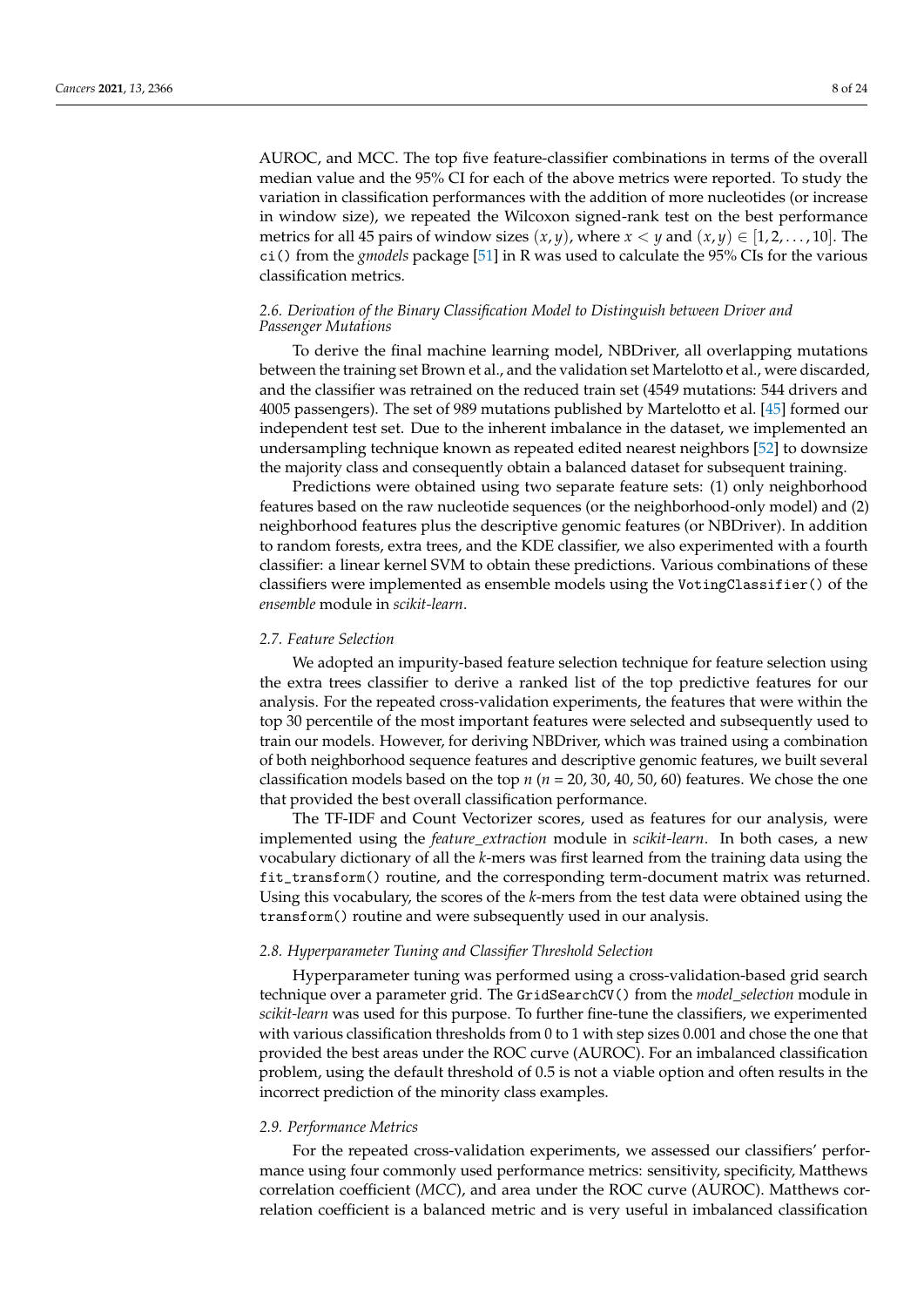AUROC, and MCC. The top five feature-classifier combinations in terms of the overall median value and the 95% CI for each of the above metrics were reported. To study the variation in classification performances with the addition of more nucleotides (or increase in window size), we repeated the Wilcoxon signed-rank test on the best performance metrics for all 45 pairs of window sizes $(x, y)$, where $x < y$ and $(x, y) \in [1, 2, \ldots, 10]$. The `ci()` from the *gmodels* package [51] in R was used to calculate the 95% CIs for the various classification metrics.

### 2.6. Derivation of the Binary Classification Model to Distinguish between Driver and Passenger Mutations

To derive the final machine learning model, NBDriver, all overlapping mutations between the training set Brown et al., and the validation set Martelotto et al., were discarded, and the classifier was retrained on the reduced train set (4549 mutations: 544 drivers and 4005 passengers). The set of 989 mutations published by Martelotto et al. [45] formed our independent test set. Due to the inherent imbalance in the dataset, we implemented an undersampling technique known as repeated edited nearest neighbors [52] to downsize the majority class and consequently obtain a balanced dataset for subsequent training.

Predictions were obtained using two separate feature sets: (1) only neighborhood features based on the raw nucleotide sequences (or the neighborhood-only model) and (2) neighborhood features plus the descriptive genomic features (or NBDriver). In addition to random forests, extra trees, and the KDE classifier, we also experimented with a fourth classifier: a linear kernel SVM to obtain these predictions. Various combinations of these classifiers were implemented as ensemble models using the `VotingClassifier()` of the *ensemble* module in *scikit-learn*.

### 2.7. Feature Selection

We adopted an impurity-based feature selection technique for feature selection using the extra trees classifier to derive a ranked list of the top predictive features for our analysis. For the repeated cross-validation experiments, the features that were within the top 30 percentile of the most important features were selected and subsequently used to train our models. However, for deriving NBDriver, which was trained using a combination of both neighborhood sequence features and descriptive genomic features, we built several classification models based on the top $n$ ($n$ = 20, 30, 40, 50, 60) features. We chose the one that provided the best overall classification performance.

The TF-IDF and Count Vectorizer scores, used as features for our analysis, were implemented using the *feature_extraction* module in *scikit-learn*. In both cases, a new vocabulary dictionary of all the $k$-mers was first learned from the training data using the `fit_transform()` routine, and the corresponding term-document matrix was returned. Using this vocabulary, the scores of the $k$-mers from the test data were obtained using the `transform()` routine and were subsequently used in our analysis.

### 2.8. Hyperparameter Tuning and Classifier Threshold Selection

Hyperparameter tuning was performed using a cross-validation-based grid search technique over a parameter grid. The `GridSearchCV()` from the *model_selection* module in *scikit-learn* was used for this purpose. To further fine-tune the classifiers, we experimented with various classification thresholds from 0 to 1 with step sizes 0.001 and chose the one that provided the best areas under the ROC curve (AUROC). For an imbalanced classification problem, using the default threshold of 0.5 is not a viable option and often results in the incorrect prediction of the minority class examples.

### 2.9. Performance Metrics

For the repeated cross-validation experiments, we assessed our classifiers' performance using four commonly used performance metrics: sensitivity, specificity, Matthews correlation coefficient (*MCC*), and area under the ROC curve (AUROC). Matthews correlation coefficient is a balanced metric and is very useful in imbalanced classification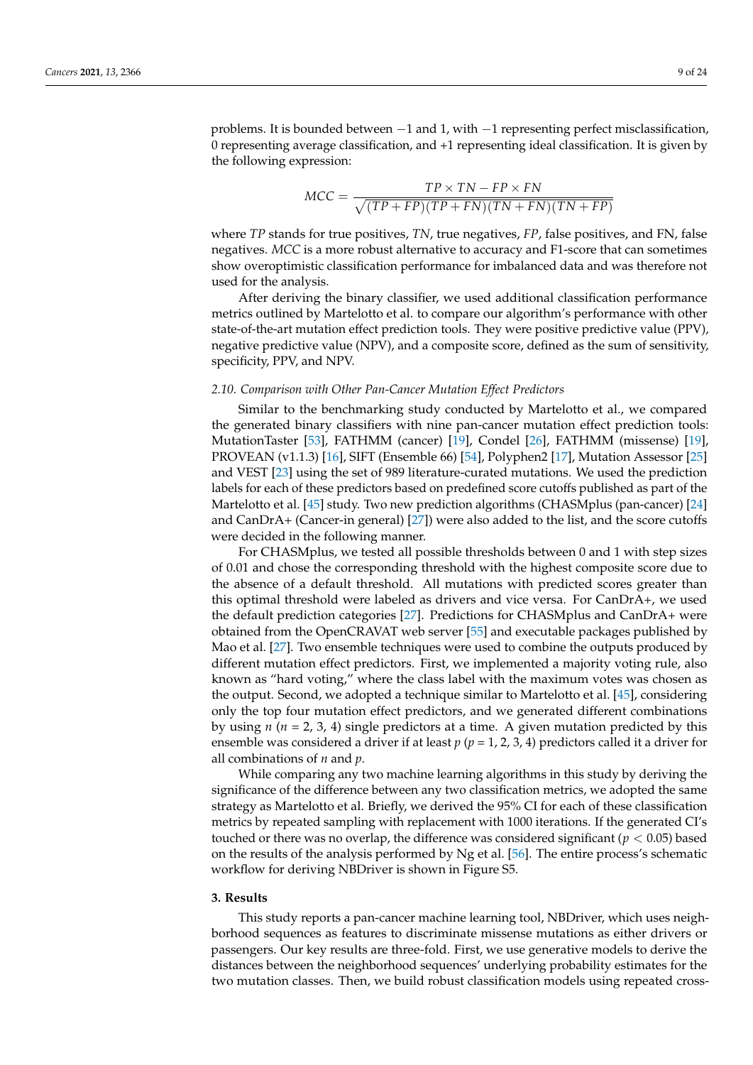problems. It is bounded between −1 and 1, with −1 representing perfect misclassification, 0 representing average classification, and +1 representing ideal classification. It is given by the following expression:

$$MCC = \frac{TP \times TN - FP \times FN}{\sqrt{(TP + FP)(TP + FN)(TN + FN)(TN + FP)}}$$

where *TP* stands for true positives, *TN*, true negatives, *FP*, false positives, and FN, false negatives. *MCC* is a more robust alternative to accuracy and F1-score that can sometimes show overoptimistic classification performance for imbalanced data and was therefore not used for the analysis.

After deriving the binary classifier, we used additional classification performance metrics outlined by Martelotto et al. to compare our algorithm's performance with other state-of-the-art mutation effect prediction tools. They were positive predictive value (PPV), negative predictive value (NPV), and a composite score, defined as the sum of sensitivity, specificity, PPV, and NPV.

### *2.10. Comparison with Other Pan-Cancer Mutation Effect Predictors*

Similar to the benchmarking study conducted by Martelotto et al., we compared the generated binary classifiers with nine pan-cancer mutation effect prediction tools: MutationTaster [53], FATHMM (cancer) [19], Condel [26], FATHMM (missense) [19], PROVEAN (v1.1.3) [16], SIFT (Ensemble 66) [54], Polyphen2 [17], Mutation Assessor [25] and VEST [23] using the set of 989 literature-curated mutations. We used the prediction labels for each of these predictors based on predefined score cutoffs published as part of the Martelotto et al. [45] study. Two new prediction algorithms (CHASMplus (pan-cancer) [24] and CanDrA+ (Cancer-in general) [27]) were also added to the list, and the score cutoffs were decided in the following manner.

For CHASMplus, we tested all possible thresholds between 0 and 1 with step sizes of 0.01 and chose the corresponding threshold with the highest composite score due to the absence of a default threshold. All mutations with predicted scores greater than this optimal threshold were labeled as drivers and vice versa. For CanDrA+, we used the default prediction categories [27]. Predictions for CHASMplus and CanDrA+ were obtained from the OpenCRAVAT web server [55] and executable packages published by Mao et al. [27]. Two ensemble techniques were used to combine the outputs produced by different mutation effect predictors. First, we implemented a majority voting rule, also known as "hard voting," where the class label with the maximum votes was chosen as the output. Second, we adopted a technique similar to Martelotto et al. [45], considering only the top four mutation effect predictors, and we generated different combinations by using $n$ ($n$ = 2, 3, 4) single predictors at a time. A given mutation predicted by this ensemble was considered a driver if at least $p$ ($p$ = 1, 2, 3, 4) predictors called it a driver for all combinations of $n$ and $p$.

While comparing any two machine learning algorithms in this study by deriving the significance of the difference between any two classification metrics, we adopted the same strategy as Martelotto et al. Briefly, we derived the 95% CI for each of these classification metrics by repeated sampling with replacement with 1000 iterations. If the generated CI's touched or there was no overlap, the difference was considered significant ($p < 0.05$) based on the results of the analysis performed by Ng et al. [56]. The entire process's schematic workflow for deriving NBDriver is shown in Figure S5.

## 3. Results

This study reports a pan-cancer machine learning tool, NBDriver, which uses neighborhood sequences as features to discriminate missense mutations as either drivers or passengers. Our key results are three-fold. First, we use generative models to derive the distances between the neighborhood sequences' underlying probability estimates for the two mutation classes. Then, we build robust classification models using repeated cross-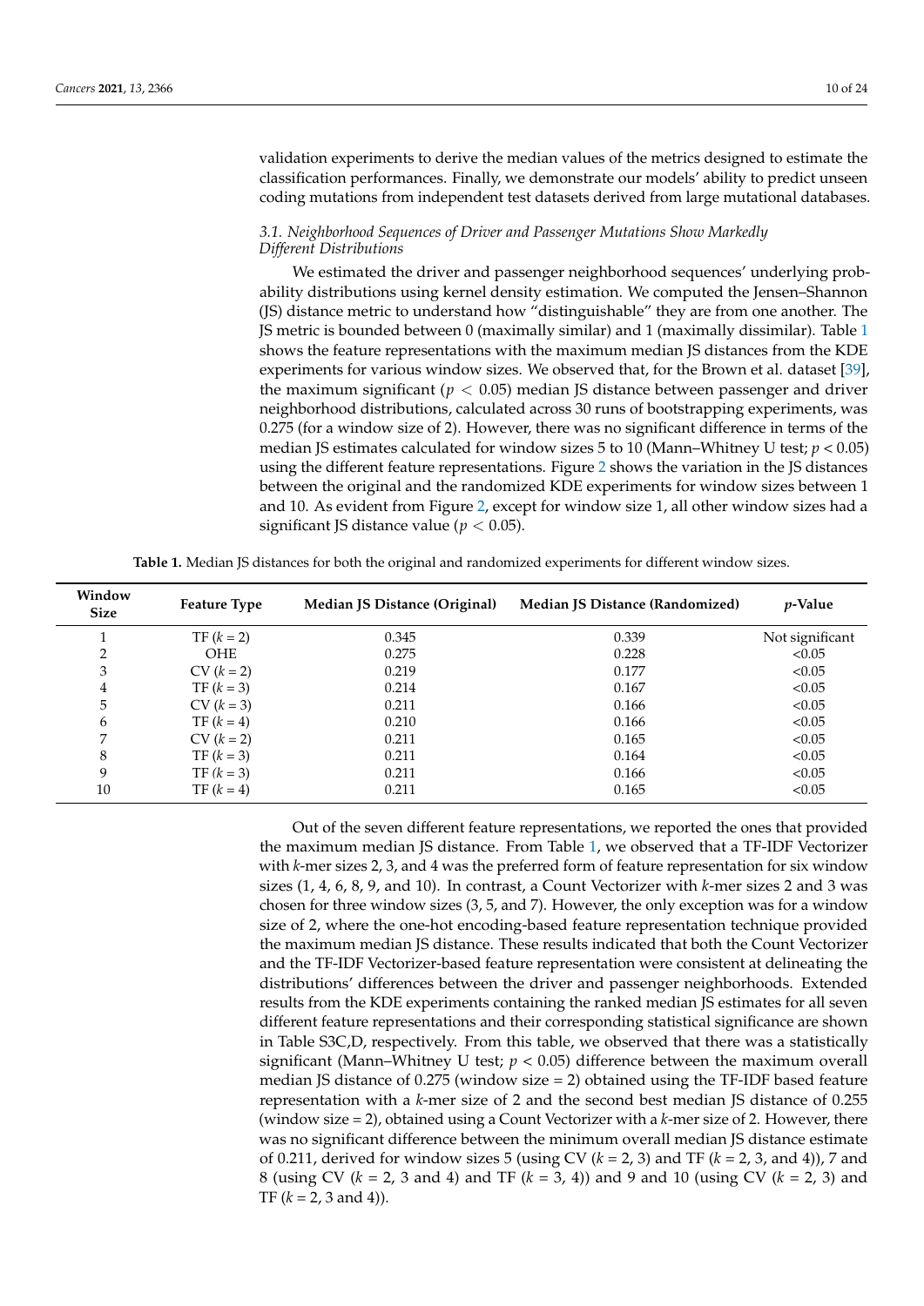validation experiments to derive the median values of the metrics designed to estimate the classification performances. Finally, we demonstrate our models' ability to predict unseen coding mutations from independent test datasets derived from large mutational databases.

### *3.1. Neighborhood Sequences of Driver and Passenger Mutations Show Markedly Different Distributions*

We estimated the driver and passenger neighborhood sequences' underlying probability distributions using kernel density estimation. We computed the Jensen–Shannon (JS) distance metric to understand how "distinguishable" they are from one another. The JS metric is bounded between 0 (maximally similar) and 1 (maximally dissimilar). Table 1 shows the feature representations with the maximum median JS distances from the KDE experiments for various window sizes. We observed that, for the Brown et al. dataset [39], the maximum significant ($p < 0.05$) median JS distance between passenger and driver neighborhood distributions, calculated across 30 runs of bootstrapping experiments, was 0.275 (for a window size of 2). However, there was no significant difference in terms of the median JS estimates calculated for window sizes 5 to 10 (Mann–Whitney U test; $p < 0.05$) using the different feature representations. Figure 2 shows the variation in the JS distances between the original and the randomized KDE experiments for window sizes between 1 and 10. As evident from Figure 2, except for window size 1, all other window sizes had a significant JS distance value ($p < 0.05$).

**Table 1.** Median JS distances for both the original and randomized experiments for different window sizes.

| Window Size | Feature Type | Median JS Distance (Original) | Median JS Distance (Randomized) | *p*-Value |
|---|---|---|---|---|
| 1 | TF ($k = 2$) | 0.345 | 0.339 | Not significant |
| 2 | OHE | 0.275 | 0.228 | <0.05 |
| 3 | CV ($k = 2$) | 0.219 | 0.177 | <0.05 |
| 4 | TF ($k = 3$) | 0.214 | 0.167 | <0.05 |
| 5 | CV ($k = 3$) | 0.211 | 0.166 | <0.05 |
| 6 | TF ($k = 4$) | 0.210 | 0.166 | <0.05 |
| 7 | CV ($k = 2$) | 0.211 | 0.165 | <0.05 |
| 8 | TF ($k = 3$) | 0.211 | 0.164 | <0.05 |
| 9 | TF ($k = 3$) | 0.211 | 0.166 | <0.05 |
| 10 | TF ($k = 4$) | 0.211 | 0.165 | <0.05 |

Out of the seven different feature representations, we reported the ones that provided the maximum median JS distance. From Table 1, we observed that a TF-IDF Vectorizer with *k*-mer sizes 2, 3, and 4 was the preferred form of feature representation for six window sizes (1, 4, 6, 8, 9, and 10). In contrast, a Count Vectorizer with *k*-mer sizes 2 and 3 was chosen for three window sizes (3, 5, and 7). However, the only exception was for a window size of 2, where the one-hot encoding-based feature representation technique provided the maximum median JS distance. These results indicated that both the Count Vectorizer and the TF-IDF Vectorizer-based feature representation were consistent at delineating the distributions' differences between the driver and passenger neighborhoods. Extended results from the KDE experiments containing the ranked median JS estimates for all seven different feature representations and their corresponding statistical significance are shown in Table S3C,D, respectively. From this table, we observed that there was a statistically significant (Mann–Whitney U test; $p < 0.05$) difference between the maximum overall median JS distance of 0.275 (window size = 2) obtained using the TF-IDF based feature representation with a *k*-mer size of 2 and the second best median JS distance of 0.255 (window size = 2), obtained using a Count Vectorizer with a *k*-mer size of 2. However, there was no significant difference between the minimum overall median JS distance estimate of 0.211, derived for window sizes 5 (using CV ($k = 2, 3$) and TF ($k = 2, 3$, and 4)), 7 and 8 (using CV ($k = 2$, 3 and 4) and TF ($k = 3, 4$)) and 9 and 10 (using CV ($k = 2, 3$) and TF ($k = 2$, 3 and 4)).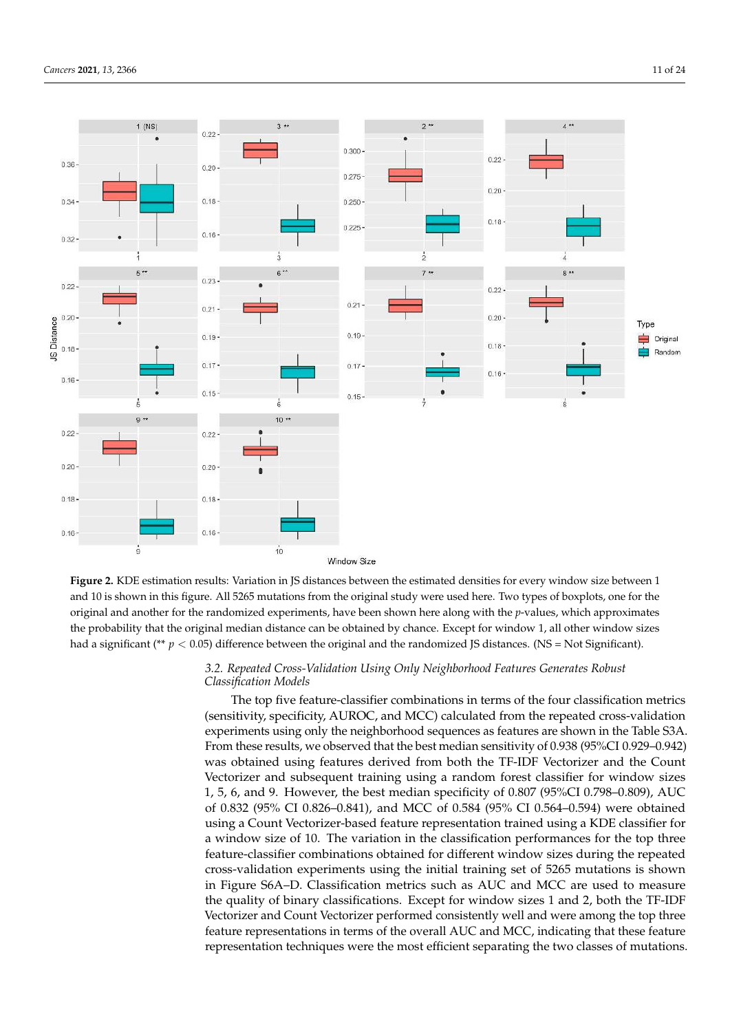**Figure 2.** KDE estimation results: Variation in JS distances between the estimated densities for every window size between 1 and 10 is shown in this figure. All 5265 mutations from the original study were used here. Two types of boxplots, one for the original and another for the randomized experiments, have been shown here along with the *p*-values, which approximates the probability that the original median distance can be obtained by chance. Except for window 1, all other window sizes had a significant (** $p < 0.05$) difference between the original and the randomized JS distances. (NS = Not Significant).

### *3.2. Repeated Cross-Validation Using Only Neighborhood Features Generates Robust Classification Models*

The top five feature-classifier combinations in terms of the four classification metrics (sensitivity, specificity, AUROC, and MCC) calculated from the repeated cross-validation experiments using only the neighborhood sequences as features are shown in the Table S3A. From these results, we observed that the best median sensitivity of 0.938 (95%CI 0.929–0.942) was obtained using features derived from both the TF-IDF Vectorizer and the Count Vectorizer and subsequent training using a random forest classifier for window sizes 1, 5, 6, and 9. However, the best median specificity of 0.807 (95%CI 0.798–0.809), AUC of 0.832 (95% CI 0.826–0.841), and MCC of 0.584 (95% CI 0.564–0.594) were obtained using a Count Vectorizer-based feature representation trained using a KDE classifier for a window size of 10. The variation in the classification performances for the top three feature-classifier combinations obtained for different window sizes during the repeated cross-validation experiments using the initial training set of 5265 mutations is shown in Figure S6A–D. Classification metrics such as AUC and MCC are used to measure the quality of binary classifications. Except for window sizes 1 and 2, both the TF-IDF Vectorizer and Count Vectorizer performed consistently well and were among the top three feature representations in terms of the overall AUC and MCC, indicating that these feature representation techniques were the most efficient separating the two classes of mutations.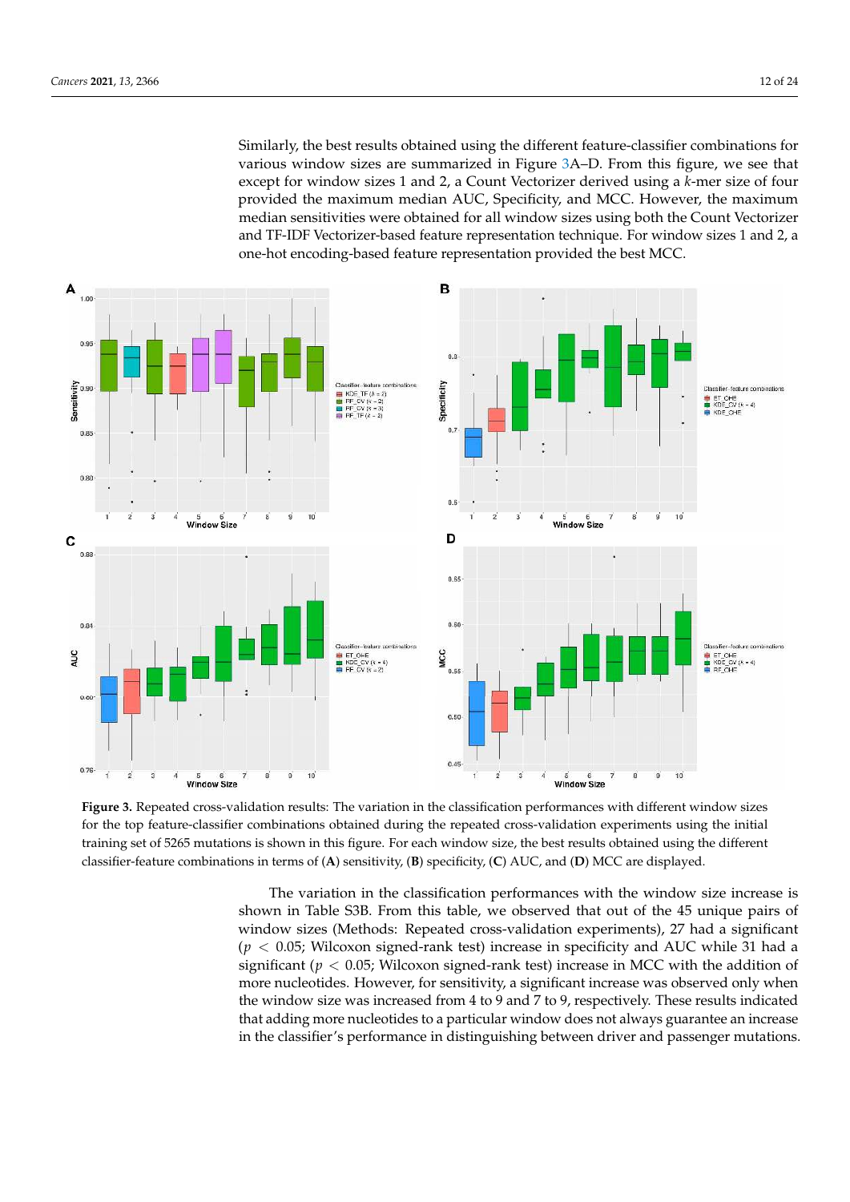Similarly, the best results obtained using the different feature-classifier combinations for various window sizes are summarized in Figure 3A–D. From this figure, we see that except for window sizes 1 and 2, a Count Vectorizer derived using a *k*-mer size of four provided the maximum median AUC, Specificity, and MCC. However, the maximum median sensitivities were obtained for all window sizes using both the Count Vectorizer and TF-IDF Vectorizer-based feature representation technique. For window sizes 1 and 2, a one-hot encoding-based feature representation provided the best MCC.

**Figure 3.** Repeated cross-validation results: The variation in the classification performances with different window sizes for the top feature-classifier combinations obtained during the repeated cross-validation experiments using the initial training set of 5265 mutations is shown in this figure. For each window size, the best results obtained using the different classifier-feature combinations in terms of (**A**) sensitivity, (**B**) specificity, (**C**) AUC, and (**D**) MCC are displayed.

The variation in the classification performances with the window size increase is shown in Table S3B. From this table, we observed that out of the 45 unique pairs of window sizes (Methods: Repeated cross-validation experiments), 27 had a significant ($p < 0.05$; Wilcoxon signed-rank test) increase in specificity and AUC while 31 had a significant ($p < 0.05$; Wilcoxon signed-rank test) increase in MCC with the addition of more nucleotides. However, for sensitivity, a significant increase was observed only when the window size was increased from 4 to 9 and 7 to 9, respectively. These results indicated that adding more nucleotides to a particular window does not always guarantee an increase in the classifier's performance in distinguishing between driver and passenger mutations.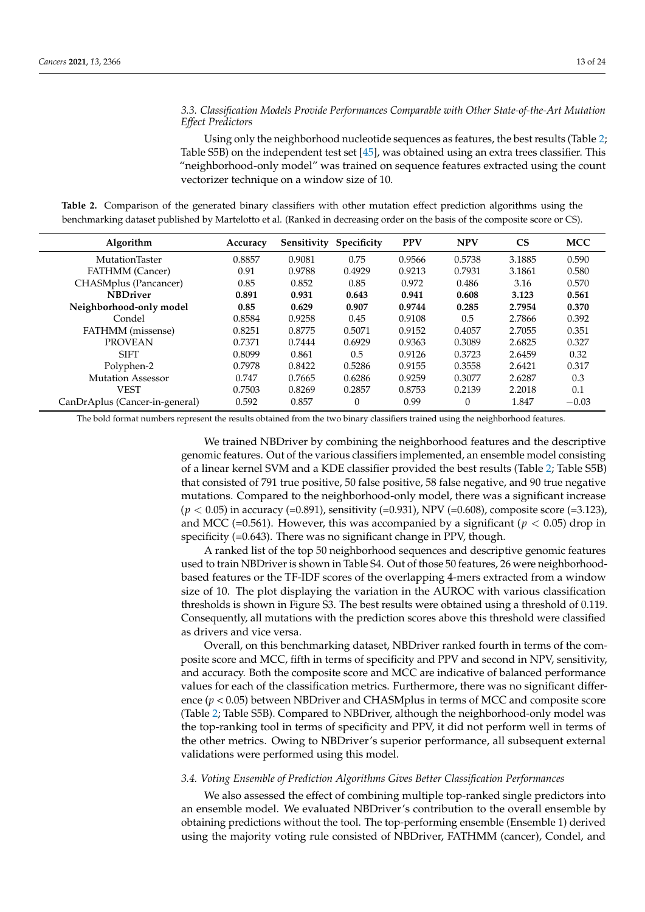### 3.3. Classification Models Provide Performances Comparable with Other State-of-the-Art Mutation Effect Predictors

Using only the neighborhood nucleotide sequences as features, the best results (Table 2; Table S5B) on the independent test set [45], was obtained using an extra trees classifier. This "neighborhood-only model" was trained on sequence features extracted using the count vectorizer technique on a window size of 10.

**Table 2.** Comparison of the generated binary classifiers with other mutation effect prediction algorithms using the benchmarking dataset published by Martelotto et al. (Ranked in decreasing order on the basis of the composite score or CS).

| Algorithm | Accuracy | Sensitivity | Specificity | PPV | NPV | CS | MCC |
|---|---|---|---|---|---|---|---|
| MutationTaster | 0.8857 | 0.9081 | 0.75 | 0.9566 | 0.5738 | 3.1885 | 0.590 |
| FATHMM (Cancer) | 0.91 | 0.9788 | 0.4929 | 0.9213 | 0.7931 | 3.1861 | 0.580 |
| CHASMplus (Pancancer) | 0.85 | 0.852 | 0.85 | 0.972 | 0.486 | 3.16 | 0.570 |
| **NBDriver** | **0.891** | **0.931** | **0.643** | **0.941** | **0.608** | **3.123** | **0.561** |
| **Neighborhood-only model** | **0.85** | **0.629** | **0.907** | **0.9744** | **0.285** | **2.7954** | **0.370** |
| Condel | 0.8584 | 0.9258 | 0.45 | 0.9108 | 0.5 | 2.7866 | 0.392 |
| FATHMM (missense) | 0.8251 | 0.8775 | 0.5071 | 0.9152 | 0.4057 | 2.7055 | 0.351 |
| PROVEAN | 0.7371 | 0.7444 | 0.6929 | 0.9363 | 0.3089 | 2.6825 | 0.327 |
| SIFT | 0.8099 | 0.861 | 0.5 | 0.9126 | 0.3723 | 2.6459 | 0.32 |
| Polyphen-2 | 0.7978 | 0.8422 | 0.5286 | 0.9155 | 0.3558 | 2.6421 | 0.317 |
| Mutation Assessor | 0.747 | 0.7665 | 0.6286 | 0.9259 | 0.3077 | 2.6287 | 0.3 |
| VEST | 0.7503 | 0.8269 | 0.2857 | 0.8753 | 0.2139 | 2.2018 | 0.1 |
| CanDrAplus (Cancer-in-general) | 0.592 | 0.857 | 0 | 0.99 | 0 | 1.847 | −0.03 |

The bold format numbers represent the results obtained from the two binary classifiers trained using the neighborhood features.

We trained NBDriver by combining the neighborhood features and the descriptive genomic features. Out of the various classifiers implemented, an ensemble model consisting of a linear kernel SVM and a KDE classifier provided the best results (Table 2; Table S5B) that consisted of 791 true positive, 50 false positive, 58 false negative, and 90 true negative mutations. Compared to the neighborhood-only model, there was a significant increase ($p < 0.05$) in accuracy (=0.891), sensitivity (=0.931), NPV (=0.608), composite score (=3.123), and MCC (=0.561). However, this was accompanied by a significant ($p < 0.05$) drop in specificity (=0.643). There was no significant change in PPV, though.

A ranked list of the top 50 neighborhood sequences and descriptive genomic features used to train NBDriver is shown in Table S4. Out of those 50 features, 26 were neighborhood-based features or the TF-IDF scores of the overlapping 4-mers extracted from a window size of 10. The plot displaying the variation in the AUROC with various classification thresholds is shown in Figure S3. The best results were obtained using a threshold of 0.119. Consequently, all mutations with the prediction scores above this threshold were classified as drivers and vice versa.

Overall, on this benchmarking dataset, NBDriver ranked fourth in terms of the composite score and MCC, fifth in terms of specificity and PPV and second in NPV, sensitivity, and accuracy. Both the composite score and MCC are indicative of balanced performance values for each of the classification metrics. Furthermore, there was no significant difference ($p < 0.05$) between NBDriver and CHASMplus in terms of MCC and composite score (Table 2; Table S5B). Compared to NBDriver, although the neighborhood-only model was the top-ranking tool in terms of specificity and PPV, it did not perform well in terms of the other metrics. Owing to NBDriver's superior performance, all subsequent external validations were performed using this model.

### 3.4. Voting Ensemble of Prediction Algorithms Gives Better Classification Performances

We also assessed the effect of combining multiple top-ranked single predictors into an ensemble model. We evaluated NBDriver's contribution to the overall ensemble by obtaining predictions without the tool. The top-performing ensemble (Ensemble 1) derived using the majority voting rule consisted of NBDriver, FATHMM (cancer), Condel, and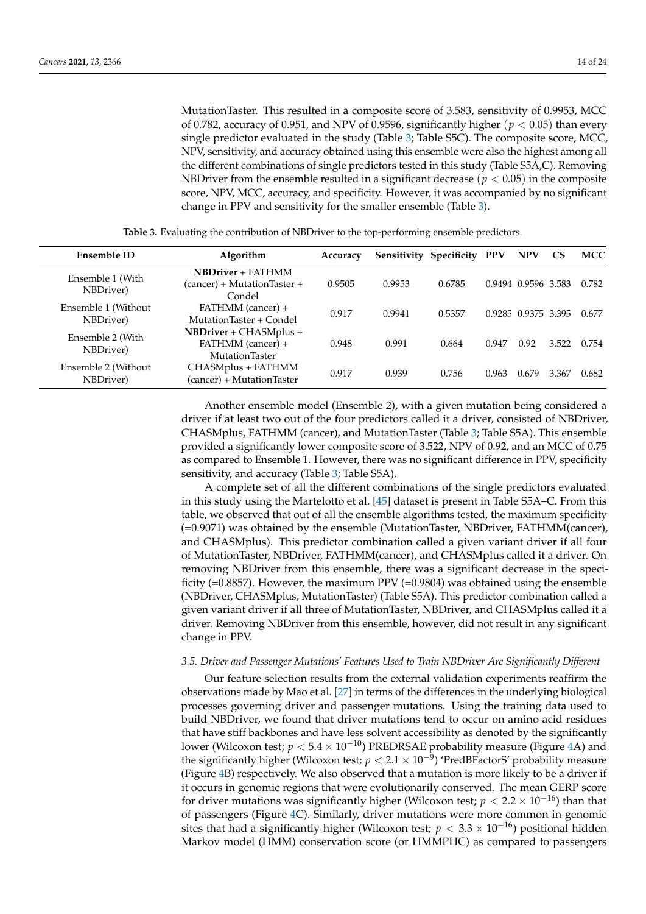MutationTaster. This resulted in a composite score of 3.583, sensitivity of 0.9953, MCC of 0.782, accuracy of 0.951, and NPV of 0.9596, significantly higher ($p < 0.05$) than every single predictor evaluated in the study (Table 3; Table S5C). The composite score, MCC, NPV, sensitivity, and accuracy obtained using this ensemble were also the highest among all the different combinations of single predictors tested in this study (Table S5A,C). Removing NBDriver from the ensemble resulted in a significant decrease ($p < 0.05$) in the composite score, NPV, MCC, accuracy, and specificity. However, it was accompanied by no significant change in PPV and sensitivity for the smaller ensemble (Table 3).

**Table 3.** Evaluating the contribution of NBDriver to the top-performing ensemble predictors.

| Ensemble ID | Algorithm | Accuracy | Sensitivity | Specificity | PPV | NPV | CS | MCC |
|---|---|---|---|---|---|---|---|---|
| Ensemble 1 (With NBDriver) | **NBDriver** + FATHMM (cancer) + MutationTaster + Condel | 0.9505 | 0.9953 | 0.6785 | 0.9494 | 0.9596 | 3.583 | 0.782 |
| Ensemble 1 (Without NBDriver) | FATHMM (cancer) + MutationTaster + Condel | 0.917 | 0.9941 | 0.5357 | 0.9285 | 0.9375 | 3.395 | 0.677 |
| Ensemble 2 (With NBDriver) | **NBDriver** + CHASMplus + FATHMM (cancer) + MutationTaster | 0.948 | 0.991 | 0.664 | 0.947 | 0.92 | 3.522 | 0.754 |
| Ensemble 2 (Without NBDriver) | CHASMplus + FATHMM (cancer) + MutationTaster | 0.917 | 0.939 | 0.756 | 0.963 | 0.679 | 3.367 | 0.682 |

Another ensemble model (Ensemble 2), with a given mutation being considered a driver if at least two out of the four predictors called it a driver, consisted of NBDriver, CHASMplus, FATHMM (cancer), and MutationTaster (Table 3; Table S5A). This ensemble provided a significantly lower composite score of 3.522, NPV of 0.92, and an MCC of 0.75 as compared to Ensemble 1. However, there was no significant difference in PPV, specificity sensitivity, and accuracy (Table 3; Table S5A).

A complete set of all the different combinations of the single predictors evaluated in this study using the Martelotto et al. [45] dataset is present in Table S5A–C. From this table, we observed that out of all the ensemble algorithms tested, the maximum specificity (=0.9071) was obtained by the ensemble (MutationTaster, NBDriver, FATHMM(cancer), and CHASMplus). This predictor combination called a given variant driver if all four of MutationTaster, NBDriver, FATHMM(cancer), and CHASMplus called it a driver. On removing NBDriver from this ensemble, there was a significant decrease in the specificity (=0.8857). However, the maximum PPV (=0.9804) was obtained using the ensemble (NBDriver, CHASMplus, MutationTaster) (Table S5A). This predictor combination called a given variant driver if all three of MutationTaster, NBDriver, and CHASMplus called it a driver. Removing NBDriver from this ensemble, however, did not result in any significant change in PPV.

### *3.5. Driver and Passenger Mutations' Features Used to Train NBDriver Are Significantly Different*

Our feature selection results from the external validation experiments reaffirm the observations made by Mao et al. [27] in terms of the differences in the underlying biological processes governing driver and passenger mutations. Using the training data used to build NBDriver, we found that driver mutations tend to occur on amino acid residues that have stiff backbones and have less solvent accessibility as denoted by the significantly lower (Wilcoxon test; $p < 5.4 \times 10^{-10}$) PREDRSAE probability measure (Figure 4A) and the significantly higher (Wilcoxon test; $p < 2.1 \times 10^{-9}$) 'PredBFactorS' probability measure (Figure 4B) respectively. We also observed that a mutation is more likely to be a driver if it occurs in genomic regions that were evolutionarily conserved. The mean GERP score for driver mutations was significantly higher (Wilcoxon test; $p < 2.2 \times 10^{-16}$) than that of passengers (Figure 4C). Similarly, driver mutations were more common in genomic sites that had a significantly higher (Wilcoxon test; $p < 3.3 \times 10^{-16}$) positional hidden Markov model (HMM) conservation score (or HMMPHC) as compared to passengers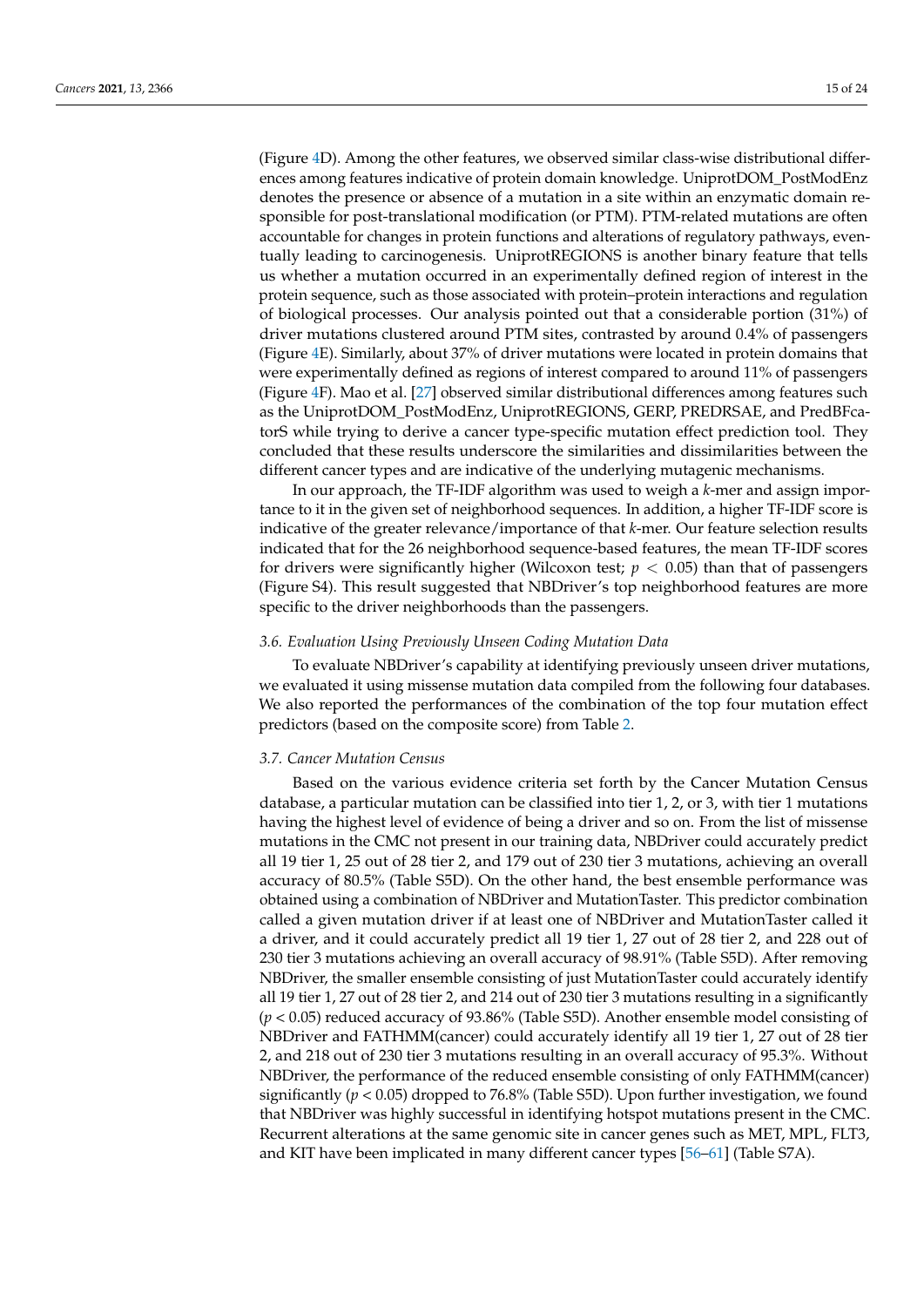(Figure 4D). Among the other features, we observed similar class-wise distributional differences among features indicative of protein domain knowledge. UniprotDOM_PostModEnz denotes the presence or absence of a mutation in a site within an enzymatic domain responsible for post-translational modification (or PTM). PTM-related mutations are often accountable for changes in protein functions and alterations of regulatory pathways, eventually leading to carcinogenesis. UniprotREGIONS is another binary feature that tells us whether a mutation occurred in an experimentally defined region of interest in the protein sequence, such as those associated with protein–protein interactions and regulation of biological processes. Our analysis pointed out that a considerable portion (31%) of driver mutations clustered around PTM sites, contrasted by around 0.4% of passengers (Figure 4E). Similarly, about 37% of driver mutations were located in protein domains that were experimentally defined as regions of interest compared to around 11% of passengers (Figure 4F). Mao et al. [27] observed similar distributional differences among features such as the UniprotDOM_PostModEnz, UniprotREGIONS, GERP, PREDRSAE, and PredBFcatorS while trying to derive a cancer type-specific mutation effect prediction tool. They concluded that these results underscore the similarities and dissimilarities between the different cancer types and are indicative of the underlying mutagenic mechanisms.

In our approach, the TF-IDF algorithm was used to weigh a *k*-mer and assign importance to it in the given set of neighborhood sequences. In addition, a higher TF-IDF score is indicative of the greater relevance/importance of that *k*-mer. Our feature selection results indicated that for the 26 neighborhood sequence-based features, the mean TF-IDF scores for drivers were significantly higher (Wilcoxon test; $p < 0.05$) than that of passengers (Figure S4). This result suggested that NBDriver's top neighborhood features are more specific to the driver neighborhoods than the passengers.

### *3.6. Evaluation Using Previously Unseen Coding Mutation Data*

To evaluate NBDriver's capability at identifying previously unseen driver mutations, we evaluated it using missense mutation data compiled from the following four databases. We also reported the performances of the combination of the top four mutation effect predictors (based on the composite score) from Table 2.

### *3.7. Cancer Mutation Census*

Based on the various evidence criteria set forth by the Cancer Mutation Census database, a particular mutation can be classified into tier 1, 2, or 3, with tier 1 mutations having the highest level of evidence of being a driver and so on. From the list of missense mutations in the CMC not present in our training data, NBDriver could accurately predict all 19 tier 1, 25 out of 28 tier 2, and 179 out of 230 tier 3 mutations, achieving an overall accuracy of 80.5% (Table S5D). On the other hand, the best ensemble performance was obtained using a combination of NBDriver and MutationTaster. This predictor combination called a given mutation driver if at least one of NBDriver and MutationTaster called it a driver, and it could accurately predict all 19 tier 1, 27 out of 28 tier 2, and 228 out of 230 tier 3 mutations achieving an overall accuracy of 98.91% (Table S5D). After removing NBDriver, the smaller ensemble consisting of just MutationTaster could accurately identify all 19 tier 1, 27 out of 28 tier 2, and 214 out of 230 tier 3 mutations resulting in a significantly ($p < 0.05$) reduced accuracy of 93.86% (Table S5D). Another ensemble model consisting of NBDriver and FATHMM(cancer) could accurately identify all 19 tier 1, 27 out of 28 tier 2, and 218 out of 230 tier 3 mutations resulting in an overall accuracy of 95.3%. Without NBDriver, the performance of the reduced ensemble consisting of only FATHMM(cancer) significantly ($p < 0.05$) dropped to 76.8% (Table S5D). Upon further investigation, we found that NBDriver was highly successful in identifying hotspot mutations present in the CMC. Recurrent alterations at the same genomic site in cancer genes such as MET, MPL, FLT3, and KIT have been implicated in many different cancer types [56–61] (Table S7A).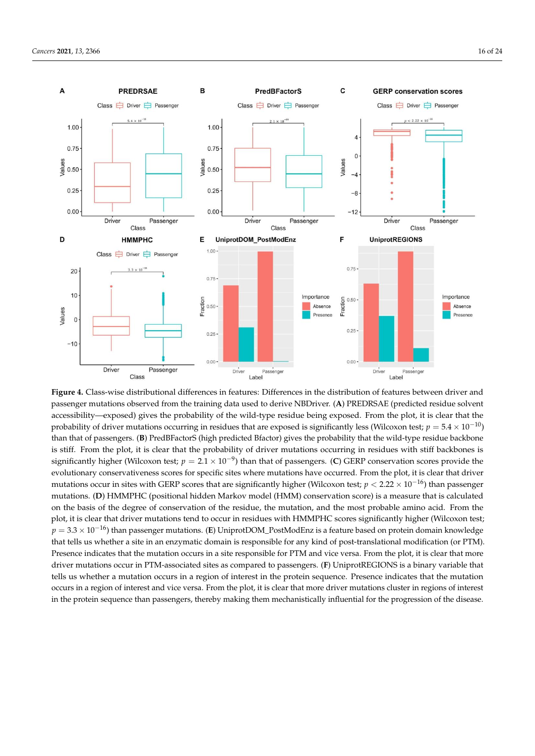**Figure 4.** Class-wise distributional differences in features: Differences in the distribution of features between driver and passenger mutations observed from the training data used to derive NBDriver. (**A**) PREDRSAE (predicted residue solvent accessibility—exposed) gives the probability of the wild-type residue being exposed. From the plot, it is clear that the probability of driver mutations occurring in residues that are exposed is significantly less (Wilcoxon test; $p = 5.4 \times 10^{-10}$) than that of passengers. (**B**) PredBFactorS (high predicted Bfactor) gives the probability that the wild-type residue backbone is stiff. From the plot, it is clear that the probability of driver mutations occurring in residues with stiff backbones is significantly higher (Wilcoxon test; $p = 2.1 \times 10^{-9}$) than that of passengers. (**C**) GERP conservation scores provide the evolutionary conservativeness scores for specific sites where mutations have occurred. From the plot, it is clear that driver mutations occur in sites with GERP scores that are significantly higher (Wilcoxon test; $p < 2.22 \times 10^{-16}$) than passenger mutations. (**D**) HMMPHC (positional hidden Markov model (HMM) conservation score) is a measure that is calculated on the basis of the degree of conservation of the residue, the mutation, and the most probable amino acid. From the plot, it is clear that driver mutations tend to occur in residues with HMMPHC scores significantly higher (Wilcoxon test; $p = 3.3 \times 10^{-16}$) than passenger mutations. (**E**) UniprotDOM_PostModEnz is a feature based on protein domain knowledge that tells us whether a site in an enzymatic domain is responsible for any kind of post-translational modification (or PTM). Presence indicates that the mutation occurs in a site responsible for PTM and vice versa. From the plot, it is clear that more driver mutations occur in PTM-associated sites as compared to passengers. (**F**) UniprotREGIONS is a binary variable that tells us whether a mutation occurs in a region of interest in the protein sequence. Presence indicates that the mutation occurs in a region of interest and vice versa. From the plot, it is clear that more driver mutations cluster in regions of interest in the protein sequence than passengers, thereby making them mechanistically influential for the progression of the disease.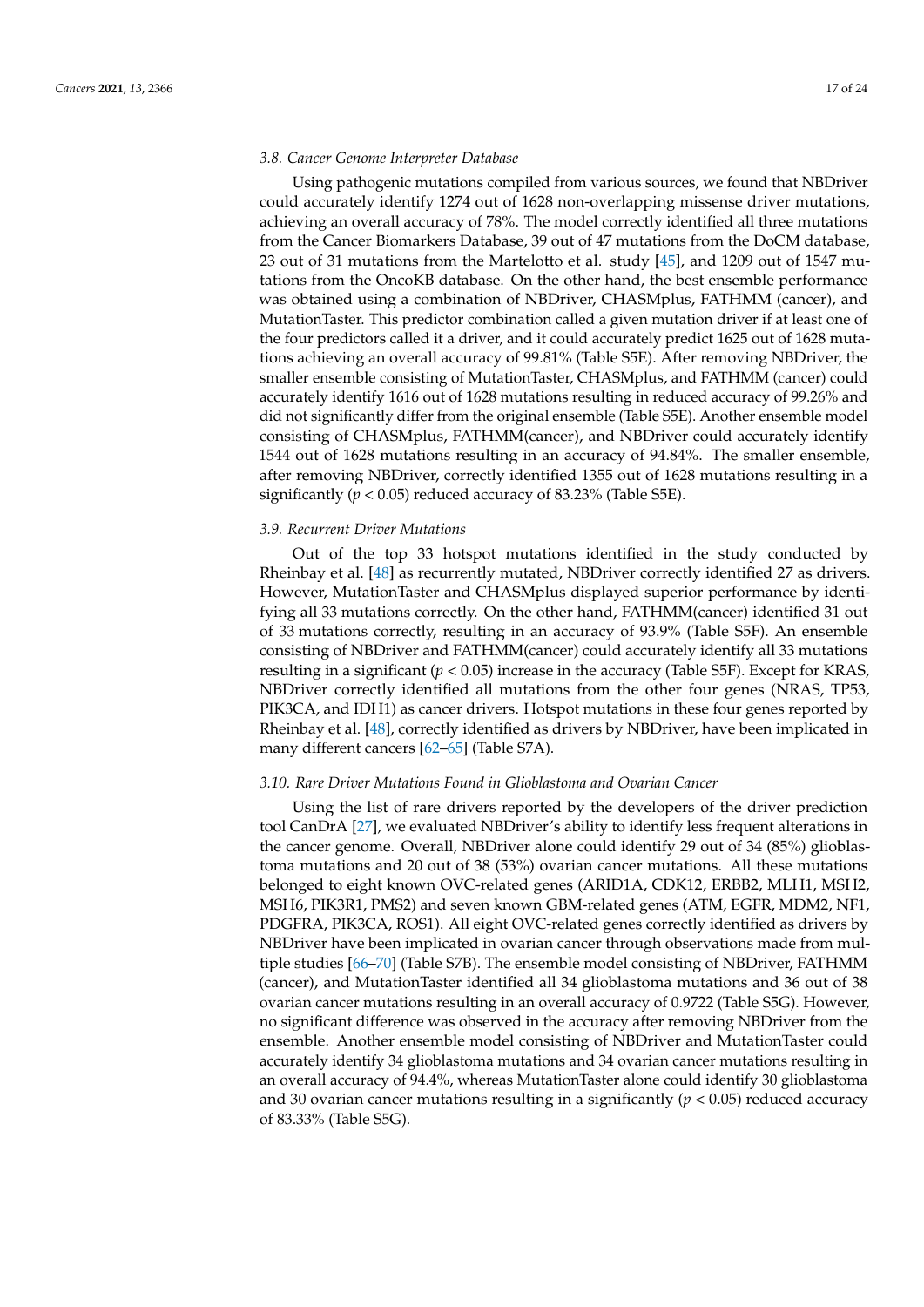### 3.8. Cancer Genome Interpreter Database

Using pathogenic mutations compiled from various sources, we found that NBDriver could accurately identify 1274 out of 1628 non-overlapping missense driver mutations, achieving an overall accuracy of 78%. The model correctly identified all three mutations from the Cancer Biomarkers Database, 39 out of 47 mutations from the DoCM database, 23 out of 31 mutations from the Martelotto et al. study [45], and 1209 out of 1547 mutations from the OncoKB database. On the other hand, the best ensemble performance was obtained using a combination of NBDriver, CHASMplus, FATHMM (cancer), and MutationTaster. This predictor combination called a given mutation driver if at least one of the four predictors called it a driver, and it could accurately predict 1625 out of 1628 mutations achieving an overall accuracy of 99.81% (Table S5E). After removing NBDriver, the smaller ensemble consisting of MutationTaster, CHASMplus, and FATHMM (cancer) could accurately identify 1616 out of 1628 mutations resulting in reduced accuracy of 99.26% and did not significantly differ from the original ensemble (Table S5E). Another ensemble model consisting of CHASMplus, FATHMM(cancer), and NBDriver could accurately identify 1544 out of 1628 mutations resulting in an accuracy of 94.84%. The smaller ensemble, after removing NBDriver, correctly identified 1355 out of 1628 mutations resulting in a significantly ($p < 0.05$) reduced accuracy of 83.23% (Table S5E).

### 3.9. Recurrent Driver Mutations

Out of the top 33 hotspot mutations identified in the study conducted by Rheinbay et al. [48] as recurrently mutated, NBDriver correctly identified 27 as drivers. However, MutationTaster and CHASMplus displayed superior performance by identifying all 33 mutations correctly. On the other hand, FATHMM(cancer) identified 31 out of 33 mutations correctly, resulting in an accuracy of 93.9% (Table S5F). An ensemble consisting of NBDriver and FATHMM(cancer) could accurately identify all 33 mutations resulting in a significant ($p < 0.05$) increase in the accuracy (Table S5F). Except for KRAS, NBDriver correctly identified all mutations from the other four genes (NRAS, TP53, PIK3CA, and IDH1) as cancer drivers. Hotspot mutations in these four genes reported by Rheinbay et al. [48], correctly identified as drivers by NBDriver, have been implicated in many different cancers [62–65] (Table S7A).

### 3.10. Rare Driver Mutations Found in Glioblastoma and Ovarian Cancer

Using the list of rare drivers reported by the developers of the driver prediction tool CanDrA [27], we evaluated NBDriver's ability to identify less frequent alterations in the cancer genome. Overall, NBDriver alone could identify 29 out of 34 (85%) glioblastoma mutations and 20 out of 38 (53%) ovarian cancer mutations. All these mutations belonged to eight known OVC-related genes (ARID1A, CDK12, ERBB2, MLH1, MSH2, MSH6, PIK3R1, PMS2) and seven known GBM-related genes (ATM, EGFR, MDM2, NF1, PDGFRA, PIK3CA, ROS1). All eight OVC-related genes correctly identified as drivers by NBDriver have been implicated in ovarian cancer through observations made from multiple studies [66–70] (Table S7B). The ensemble model consisting of NBDriver, FATHMM (cancer), and MutationTaster identified all 34 glioblastoma mutations and 36 out of 38 ovarian cancer mutations resulting in an overall accuracy of 0.9722 (Table S5G). However, no significant difference was observed in the accuracy after removing NBDriver from the ensemble. Another ensemble model consisting of NBDriver and MutationTaster could accurately identify 34 glioblastoma mutations and 34 ovarian cancer mutations resulting in an overall accuracy of 94.4%, whereas MutationTaster alone could identify 30 glioblastoma and 30 ovarian cancer mutations resulting in a significantly ($p < 0.05$) reduced accuracy of 83.33% (Table S5G).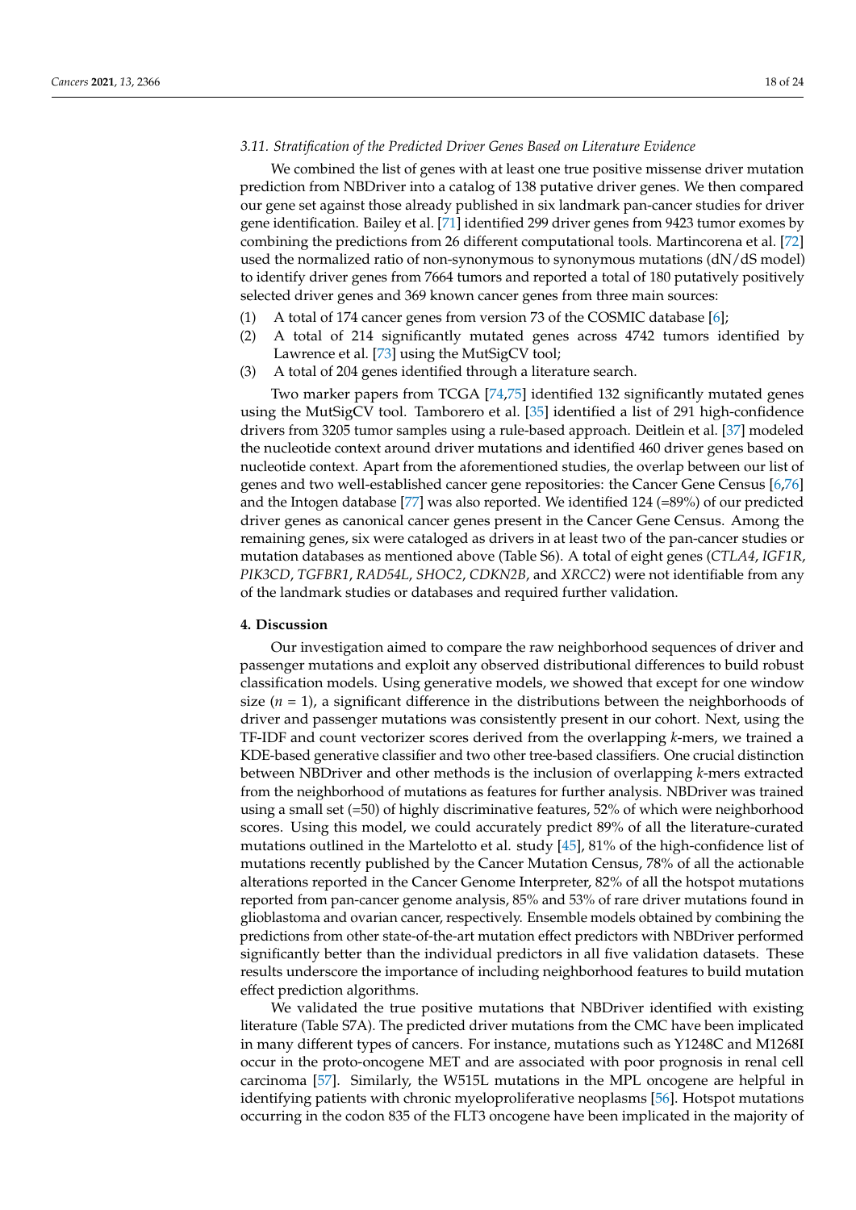### 3.11. Stratification of the Predicted Driver Genes Based on Literature Evidence

We combined the list of genes with at least one true positive missense driver mutation prediction from NBDriver into a catalog of 138 putative driver genes. We then compared our gene set against those already published in six landmark pan-cancer studies for driver gene identification. Bailey et al. [71] identified 299 driver genes from 9423 tumor exomes by combining the predictions from 26 different computational tools. Martincorena et al. [72] used the normalized ratio of non-synonymous to synonymous mutations (dN/dS model) to identify driver genes from 7664 tumors and reported a total of 180 putatively positively selected driver genes and 369 known cancer genes from three main sources:

(1) A total of 174 cancer genes from version 73 of the COSMIC database [6];
(2) A total of 214 significantly mutated genes across 4742 tumors identified by Lawrence et al. [73] using the MutSigCV tool;
(3) A total of 204 genes identified through a literature search.

Two marker papers from TCGA [74,75] identified 132 significantly mutated genes using the MutSigCV tool. Tamborero et al. [35] identified a list of 291 high-confidence drivers from 3205 tumor samples using a rule-based approach. Deitlein et al. [37] modeled the nucleotide context around driver mutations and identified 460 driver genes based on nucleotide context. Apart from the aforementioned studies, the overlap between our list of genes and two well-established cancer gene repositories: the Cancer Gene Census [6,76] and the Intogen database [77] was also reported. We identified 124 (=89%) of our predicted driver genes as canonical cancer genes present in the Cancer Gene Census. Among the remaining genes, six were cataloged as drivers in at least two of the pan-cancer studies or mutation databases as mentioned above (Table S6). A total of eight genes (*CTLA4*, *IGF1R*, *PIK3CD*, *TGFBR1*, *RAD54L*, *SHOC2*, *CDKN2B*, and *XRCC2*) were not identifiable from any of the landmark studies or databases and required further validation.

## 4. Discussion

Our investigation aimed to compare the raw neighborhood sequences of driver and passenger mutations and exploit any observed distributional differences to build robust classification models. Using generative models, we showed that except for one window size ($n = 1$), a significant difference in the distributions between the neighborhoods of driver and passenger mutations was consistently present in our cohort. Next, using the TF-IDF and count vectorizer scores derived from the overlapping *k*-mers, we trained a KDE-based generative classifier and two other tree-based classifiers. One crucial distinction between NBDriver and other methods is the inclusion of overlapping *k*-mers extracted from the neighborhood of mutations as features for further analysis. NBDriver was trained using a small set (=50) of highly discriminative features, 52% of which were neighborhood scores. Using this model, we could accurately predict 89% of all the literature-curated mutations outlined in the Martelotto et al. study [45], 81% of the high-confidence list of mutations recently published by the Cancer Mutation Census, 78% of all the actionable alterations reported in the Cancer Genome Interpreter, 82% of all the hotspot mutations reported from pan-cancer genome analysis, 85% and 53% of rare driver mutations found in glioblastoma and ovarian cancer, respectively. Ensemble models obtained by combining the predictions from other state-of-the-art mutation effect predictors with NBDriver performed significantly better than the individual predictors in all five validation datasets. These results underscore the importance of including neighborhood features to build mutation effect prediction algorithms.

We validated the true positive mutations that NBDriver identified with existing literature (Table S7A). The predicted driver mutations from the CMC have been implicated in many different types of cancers. For instance, mutations such as Y1248C and M1268I occur in the proto-oncogene MET and are associated with poor prognosis in renal cell carcinoma [57]. Similarly, the W515L mutations in the MPL oncogene are helpful in identifying patients with chronic myeloproliferative neoplasms [56]. Hotspot mutations occurring in the codon 835 of the FLT3 oncogene have been implicated in the majority of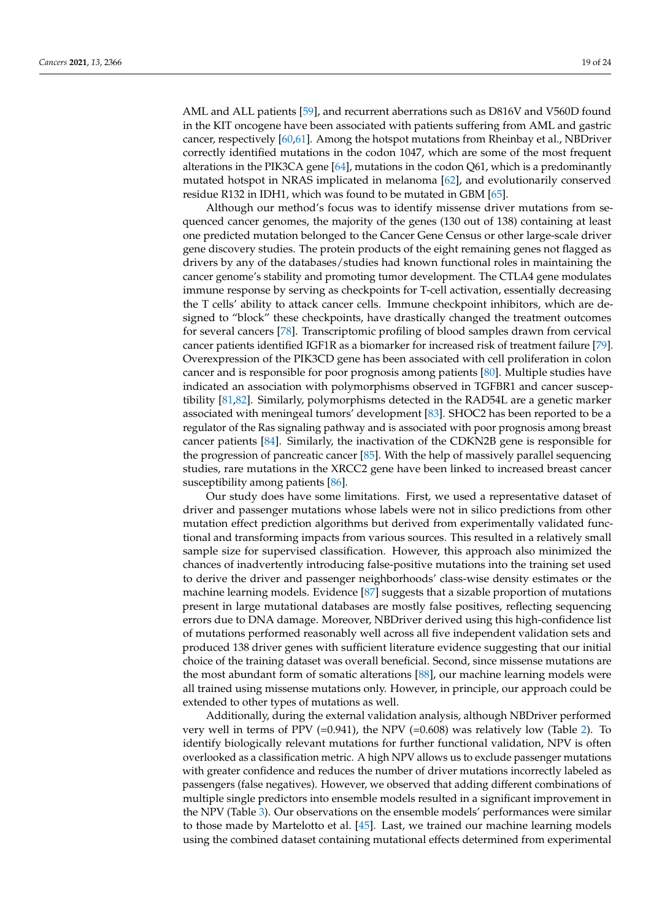AML and ALL patients [59], and recurrent aberrations such as D816V and V560D found in the KIT oncogene have been associated with patients suffering from AML and gastric cancer, respectively [60,61]. Among the hotspot mutations from Rheinbay et al., NBDriver correctly identified mutations in the codon 1047, which are some of the most frequent alterations in the PIK3CA gene [64], mutations in the codon Q61, which is a predominantly mutated hotspot in NRAS implicated in melanoma [62], and evolutionarily conserved residue R132 in IDH1, which was found to be mutated in GBM [65].

Although our method's focus was to identify missense driver mutations from sequenced cancer genomes, the majority of the genes (130 out of 138) containing at least one predicted mutation belonged to the Cancer Gene Census or other large-scale driver gene discovery studies. The protein products of the eight remaining genes not flagged as drivers by any of the databases/studies had known functional roles in maintaining the cancer genome's stability and promoting tumor development. The CTLA4 gene modulates immune response by serving as checkpoints for T-cell activation, essentially decreasing the T cells' ability to attack cancer cells. Immune checkpoint inhibitors, which are designed to "block" these checkpoints, have drastically changed the treatment outcomes for several cancers [78]. Transcriptomic profiling of blood samples drawn from cervical cancer patients identified IGF1R as a biomarker for increased risk of treatment failure [79]. Overexpression of the PIK3CD gene has been associated with cell proliferation in colon cancer and is responsible for poor prognosis among patients [80]. Multiple studies have indicated an association with polymorphisms observed in TGFBR1 and cancer susceptibility [81,82]. Similarly, polymorphisms detected in the RAD54L are a genetic marker associated with meningeal tumors' development [83]. SHOC2 has been reported to be a regulator of the Ras signaling pathway and is associated with poor prognosis among breast cancer patients [84]. Similarly, the inactivation of the CDKN2B gene is responsible for the progression of pancreatic cancer [85]. With the help of massively parallel sequencing studies, rare mutations in the XRCC2 gene have been linked to increased breast cancer susceptibility among patients [86].

Our study does have some limitations. First, we used a representative dataset of driver and passenger mutations whose labels were not in silico predictions from other mutation effect prediction algorithms but derived from experimentally validated functional and transforming impacts from various sources. This resulted in a relatively small sample size for supervised classification. However, this approach also minimized the chances of inadvertently introducing false-positive mutations into the training set used to derive the driver and passenger neighborhoods' class-wise density estimates or the machine learning models. Evidence [87] suggests that a sizable proportion of mutations present in large mutational databases are mostly false positives, reflecting sequencing errors due to DNA damage. Moreover, NBDriver derived using this high-confidence list of mutations performed reasonably well across all five independent validation sets and produced 138 driver genes with sufficient literature evidence suggesting that our initial choice of the training dataset was overall beneficial. Second, since missense mutations are the most abundant form of somatic alterations [88], our machine learning models were all trained using missense mutations only. However, in principle, our approach could be extended to other types of mutations as well.

Additionally, during the external validation analysis, although NBDriver performed very well in terms of PPV (=0.941), the NPV (=0.608) was relatively low (Table 2). To identify biologically relevant mutations for further functional validation, NPV is often overlooked as a classification metric. A high NPV allows us to exclude passenger mutations with greater confidence and reduces the number of driver mutations incorrectly labeled as passengers (false negatives). However, we observed that adding different combinations of multiple single predictors into ensemble models resulted in a significant improvement in the NPV (Table 3). Our observations on the ensemble models' performances were similar to those made by Martelotto et al. [45]. Last, we trained our machine learning models using the combined dataset containing mutational effects determined from experimental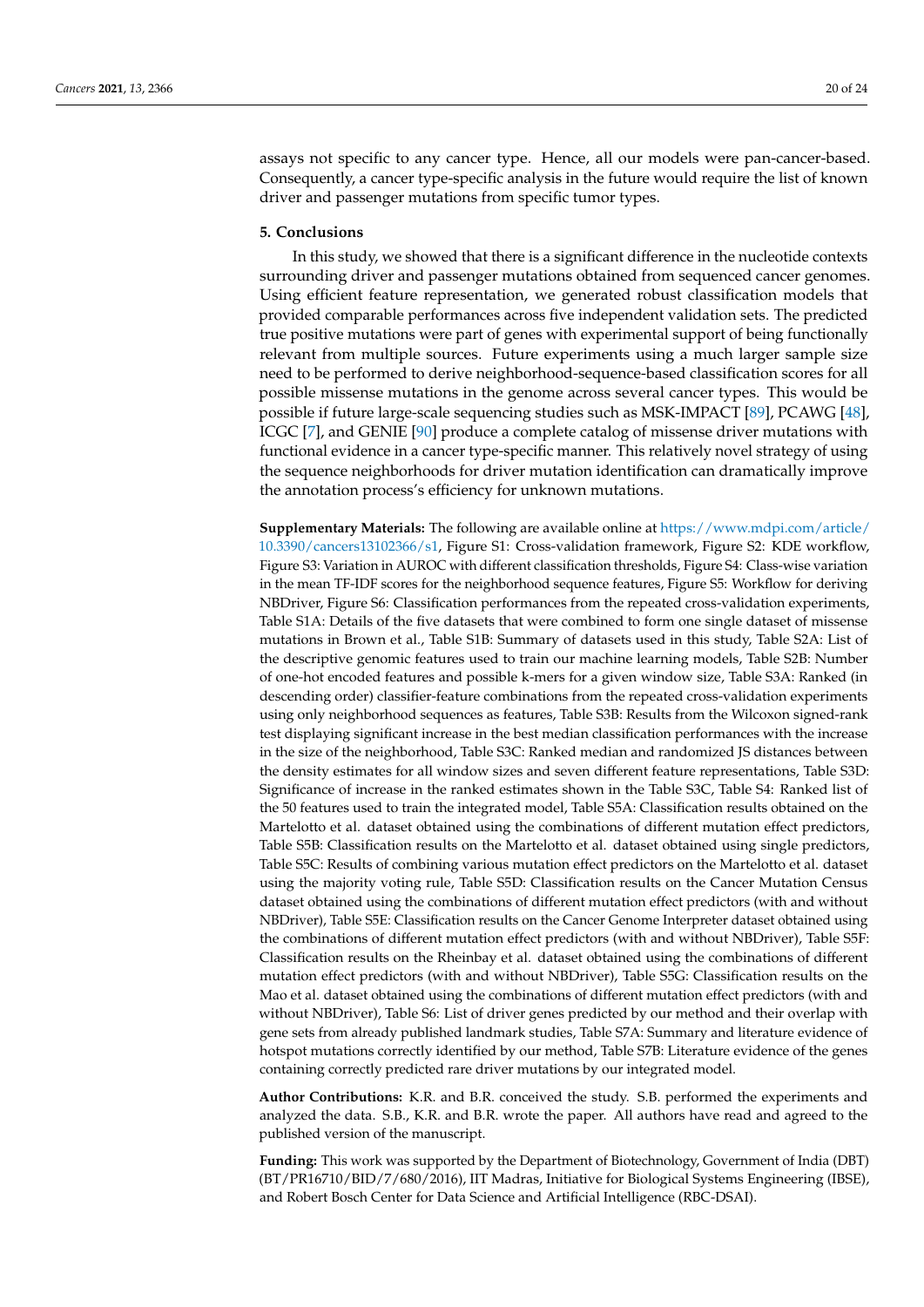assays not specific to any cancer type. Hence, all our models were pan-cancer-based. Consequently, a cancer type-specific analysis in the future would require the list of known driver and passenger mutations from specific tumor types.

## 5. Conclusions

In this study, we showed that there is a significant difference in the nucleotide contexts surrounding driver and passenger mutations obtained from sequenced cancer genomes. Using efficient feature representation, we generated robust classification models that provided comparable performances across five independent validation sets. The predicted true positive mutations were part of genes with experimental support of being functionally relevant from multiple sources. Future experiments using a much larger sample size need to be performed to derive neighborhood-sequence-based classification scores for all possible missense mutations in the genome across several cancer types. This would be possible if future large-scale sequencing studies such as MSK-IMPACT [89], PCAWG [48], ICGC [7], and GENIE [90] produce a complete catalog of missense driver mutations with functional evidence in a cancer type-specific manner. This relatively novel strategy of using the sequence neighborhoods for driver mutation identification can dramatically improve the annotation process's efficiency for unknown mutations.

**Supplementary Materials:** The following are available online at https://www.mdpi.com/article/10.3390/cancers13102366/s1, Figure S1: Cross-validation framework, Figure S2: KDE workflow, Figure S3: Variation in AUROC with different classification thresholds, Figure S4: Class-wise variation in the mean TF-IDF scores for the neighborhood sequence features, Figure S5: Workflow for deriving NBDriver, Figure S6: Classification performances from the repeated cross-validation experiments, Table S1A: Details of the five datasets that were combined to form one single dataset of missense mutations in Brown et al., Table S1B: Summary of datasets used in this study, Table S2A: List of the descriptive genomic features used to train our machine learning models, Table S2B: Number of one-hot encoded features and possible k-mers for a given window size, Table S3A: Ranked (in descending order) classifier-feature combinations from the repeated cross-validation experiments using only neighborhood sequences as features, Table S3B: Results from the Wilcoxon signed-rank test displaying significant increase in the best median classification performances with the increase in the size of the neighborhood, Table S3C: Ranked median and randomized JS distances between the density estimates for all window sizes and seven different feature representations, Table S3D: Significance of increase in the ranked estimates shown in the Table S3C, Table S4: Ranked list of the 50 features used to train the integrated model, Table S5A: Classification results obtained on the Martelotto et al. dataset obtained using the combinations of different mutation effect predictors, Table S5B: Classification results on the Martelotto et al. dataset obtained using single predictors, Table S5C: Results of combining various mutation effect predictors on the Martelotto et al. dataset using the majority voting rule, Table S5D: Classification results on the Cancer Mutation Census dataset obtained using the combinations of different mutation effect predictors (with and without NBDriver), Table S5E: Classification results on the Cancer Genome Interpreter dataset obtained using the combinations of different mutation effect predictors (with and without NBDriver), Table S5F: Classification results on the Rheinbay et al. dataset obtained using the combinations of different mutation effect predictors (with and without NBDriver), Table S5G: Classification results on the Mao et al. dataset obtained using the combinations of different mutation effect predictors (with and without NBDriver), Table S6: List of driver genes predicted by our method and their overlap with gene sets from already published landmark studies, Table S7A: Summary and literature evidence of hotspot mutations correctly identified by our method, Table S7B: Literature evidence of the genes containing correctly predicted rare driver mutations by our integrated model.

**Author Contributions:** K.R. and B.R. conceived the study. S.B. performed the experiments and analyzed the data. S.B., K.R. and B.R. wrote the paper. All authors have read and agreed to the published version of the manuscript.

**Funding:** This work was supported by the Department of Biotechnology, Government of India (DBT) (BT/PR16710/BID/7/680/2016), IIT Madras, Initiative for Biological Systems Engineering (IBSE), and Robert Bosch Center for Data Science and Artificial Intelligence (RBC-DSAI).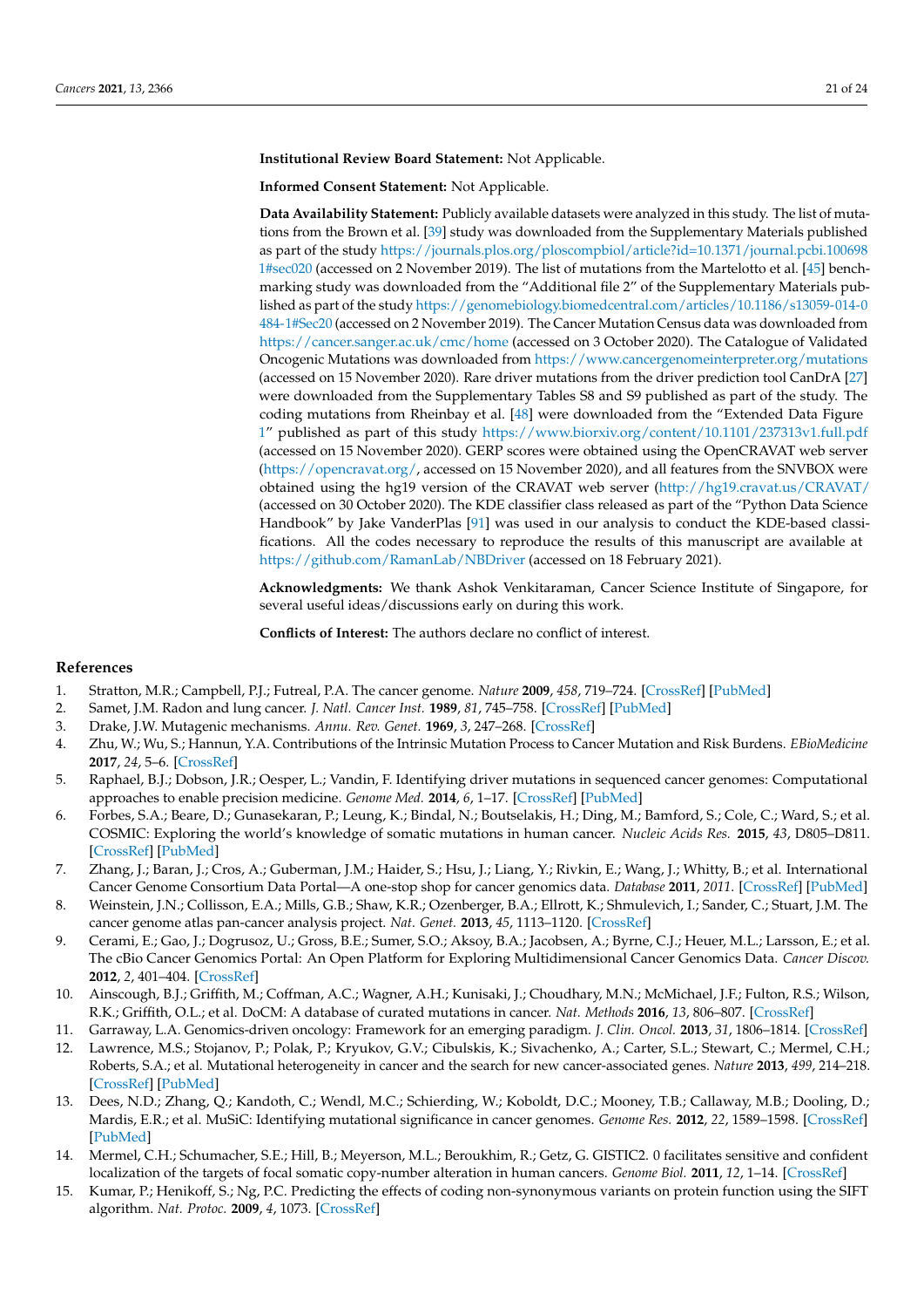**Institutional Review Board Statement:** Not Applicable.

**Informed Consent Statement:** Not Applicable.

**Data Availability Statement:** Publicly available datasets were analyzed in this study. The list of mutations from the Brown et al. [39] study was downloaded from the Supplementary Materials published as part of the study https://journals.plos.org/ploscompbiol/article?id=10.1371/journal.pcbi.1006981#sec020 (accessed on 2 November 2019). The list of mutations from the Martelotto et al. [45] benchmarking study was downloaded from the "Additional file 2" of the Supplementary Materials published as part of the study https://genomebiology.biomedcentral.com/articles/10.1186/s13059-014-0484-1#Sec20 (accessed on 2 November 2019). The Cancer Mutation Census data was downloaded from https://cancer.sanger.ac.uk/cmc/home (accessed on 3 October 2020). The Catalogue of Validated Oncogenic Mutations was downloaded from https://www.cancergenomeinterpreter.org/mutations (accessed on 15 November 2020). Rare driver mutations from the driver prediction tool CanDrA [27] were downloaded from the Supplementary Tables S8 and S9 published as part of the study. The coding mutations from Rheinbay et al. [48] were downloaded from the "Extended Data Figure 1" published as part of this study https://www.biorxiv.org/content/10.1101/237313v1.full.pdf (accessed on 15 November 2020). GERP scores were obtained using the OpenCRAVAT web server (https://opencravat.org/, accessed on 15 November 2020), and all features from the SNVBOX were obtained using the hg19 version of the CRAVAT web server (http://hg19.cravat.us/CRAVAT/ (accessed on 30 October 2020). The KDE classifier class released as part of the "Python Data Science Handbook" by Jake VanderPlas [91] was used in our analysis to conduct the KDE-based classifications. All the codes necessary to reproduce the results of this manuscript are available at https://github.com/RamanLab/NBDriver (accessed on 18 February 2021).

**Acknowledgments:** We thank Ashok Venkitaraman, Cancer Science Institute of Singapore, for several useful ideas/discussions early on during this work.

**Conflicts of Interest:** The authors declare no conflict of interest.

## References

1. Stratton, M.R.; Campbell, P.J.; Futreal, P.A. The cancer genome. *Nature* **2009**, *458*, 719–724. [CrossRef] [PubMed]
2. Samet, J.M. Radon and lung cancer. *J. Natl. Cancer Inst.* **1989**, *81*, 745–758. [CrossRef] [PubMed]
3. Drake, J.W. Mutagenic mechanisms. *Annu. Rev. Genet.* **1969**, *3*, 247–268. [CrossRef]
4. Zhu, W.; Wu, S.; Hannun, Y.A. Contributions of the Intrinsic Mutation Process to Cancer Mutation and Risk Burdens. *EBioMedicine* **2017**, *24*, 5–6. [CrossRef]
5. Raphael, B.J.; Dobson, J.R.; Oesper, L.; Vandin, F. Identifying driver mutations in sequenced cancer genomes: Computational approaches to enable precision medicine. *Genome Med.* **2014**, *6*, 1–17. [CrossRef] [PubMed]
6. Forbes, S.A.; Beare, D.; Gunasekaran, P.; Leung, K.; Bindal, N.; Boutselakis, H.; Ding, M.; Bamford, S.; Cole, C.; Ward, S.; et al. COSMIC: Exploring the world's knowledge of somatic mutations in human cancer. *Nucleic Acids Res.* **2015**, *43*, D805–D811. [CrossRef] [PubMed]
7. Zhang, J.; Baran, J.; Cros, A.; Guberman, J.M.; Haider, S.; Hsu, J.; Liang, Y.; Rivkin, E.; Wang, J.; Whitty, B.; et al. International Cancer Genome Consortium Data Portal—A one-stop shop for cancer genomics data. *Database* **2011**, *2011*. [CrossRef] [PubMed]
8. Weinstein, J.N.; Collisson, E.A.; Mills, G.B.; Shaw, K.R.; Ozenberger, B.A.; Ellrott, K.; Shmulevich, I.; Sander, C.; Stuart, J.M. The cancer genome atlas pan-cancer analysis project. *Nat. Genet.* **2013**, *45*, 1113–1120. [CrossRef]
9. Cerami, E.; Gao, J.; Dogrusoz, U.; Gross, B.E.; Sumer, S.O.; Aksoy, B.A.; Jacobsen, A.; Byrne, C.J.; Heuer, M.L.; Larsson, E.; et al. The cBio Cancer Genomics Portal: An Open Platform for Exploring Multidimensional Cancer Genomics Data. *Cancer Discov.* **2012**, *2*, 401–404. [CrossRef]
10. Ainscough, B.J.; Griffith, M.; Coffman, A.C.; Wagner, A.H.; Kunisaki, J.; Choudhary, M.N.; McMichael, J.F.; Fulton, R.S.; Wilson, R.K.; Griffith, O.L.; et al. DoCM: A database of curated mutations in cancer. *Nat. Methods* **2016**, *13*, 806–807. [CrossRef]
11. Garraway, L.A. Genomics-driven oncology: Framework for an emerging paradigm. *J. Clin. Oncol.* **2013**, *31*, 1806–1814. [CrossRef]
12. Lawrence, M.S.; Stojanov, P.; Polak, P.; Kryukov, G.V.; Cibulskis, K.; Sivachenko, A.; Carter, S.L.; Stewart, C.; Mermel, C.H.; Roberts, S.A.; et al. Mutational heterogeneity in cancer and the search for new cancer-associated genes. *Nature* **2013**, *499*, 214–218. [CrossRef] [PubMed]
13. Dees, N.D.; Zhang, Q.; Kandoth, C.; Wendl, M.C.; Schierding, W.; Koboldt, D.C.; Mooney, T.B.; Callaway, M.B.; Dooling, D.; Mardis, E.R.; et al. MuSiC: Identifying mutational significance in cancer genomes. *Genome Res.* **2012**, *22*, 1589–1598. [CrossRef] [PubMed]
14. Mermel, C.H.; Schumacher, S.E.; Hill, B.; Meyerson, M.L.; Beroukhim, R.; Getz, G. GISTIC2. 0 facilitates sensitive and confident localization of the targets of focal somatic copy-number alteration in human cancers. *Genome Biol.* **2011**, *12*, 1–14. [CrossRef]
15. Kumar, P.; Henikoff, S.; Ng, P.C. Predicting the effects of coding non-synonymous variants on protein function using the SIFT algorithm. *Nat. Protoc.* **2009**, *4*, 1073. [CrossRef]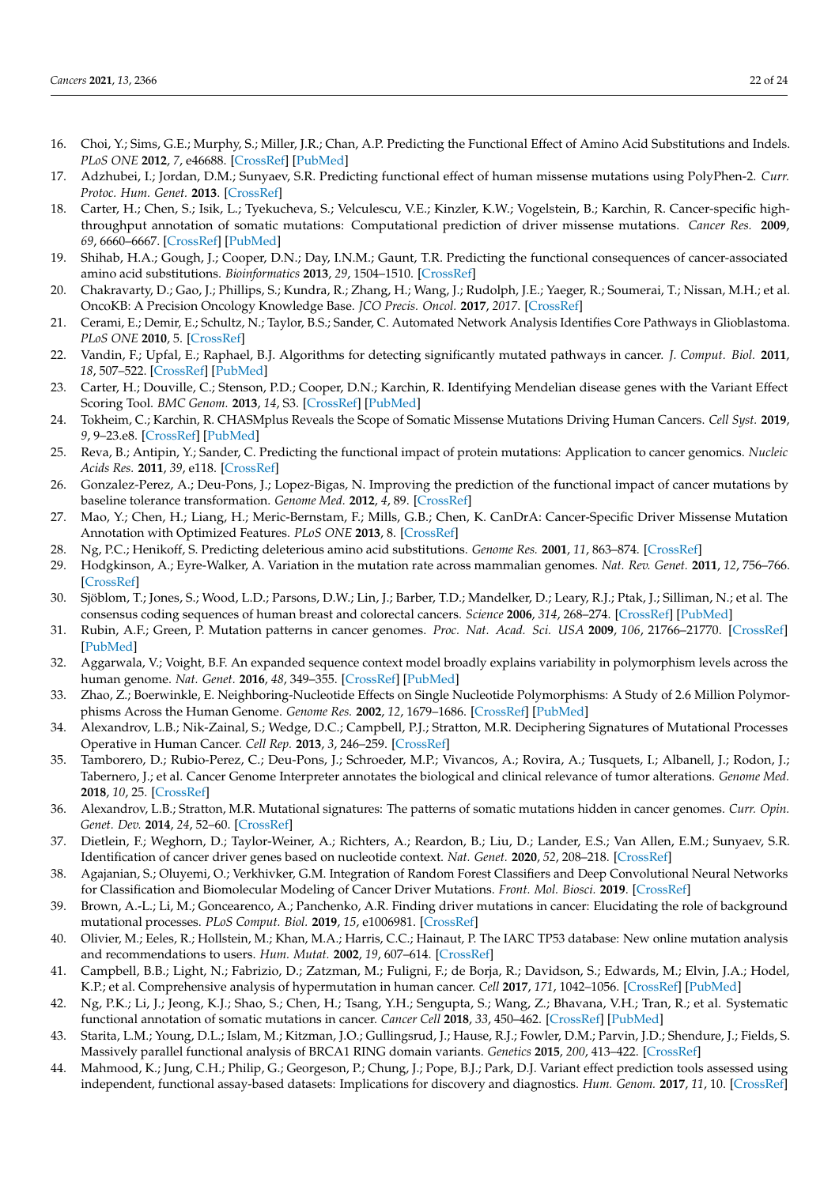16. Choi, Y.; Sims, G.E.; Murphy, S.; Miller, J.R.; Chan, A.P. Predicting the Functional Effect of Amino Acid Substitutions and Indels. *PLoS ONE* **2012**, *7*, e46688. [CrossRef] [PubMed]
17. Adzhubei, I.; Jordan, D.M.; Sunyaev, S.R. Predicting functional effect of human missense mutations using PolyPhen-2. *Curr. Protoc. Hum. Genet.* **2013**. [CrossRef]
18. Carter, H.; Chen, S.; Isik, L.; Tyekucheva, S.; Velculescu, V.E.; Kinzler, K.W.; Vogelstein, B.; Karchin, R. Cancer-specific high-throughput annotation of somatic mutations: Computational prediction of driver missense mutations. *Cancer Res.* **2009**, *69*, 6660–6667. [CrossRef] [PubMed]
19. Shihab, H.A.; Gough, J.; Cooper, D.N.; Day, I.N.M.; Gaunt, T.R. Predicting the functional consequences of cancer-associated amino acid substitutions. *Bioinformatics* **2013**, *29*, 1504–1510. [CrossRef]
20. Chakravarty, D.; Gao, J.; Phillips, S.; Kundra, R.; Zhang, H.; Wang, J.; Rudolph, J.E.; Yaeger, R.; Soumerai, T.; Nissan, M.H.; et al. OncoKB: A Precision Oncology Knowledge Base. *JCO Precis. Oncol.* **2017**, *2017*. [CrossRef]
21. Cerami, E.; Demir, E.; Schultz, N.; Taylor, B.S.; Sander, C. Automated Network Analysis Identifies Core Pathways in Glioblastoma. *PLoS ONE* **2010**, 5. [CrossRef]
22. Vandin, F.; Upfal, E.; Raphael, B.J. Algorithms for detecting significantly mutated pathways in cancer. *J. Comput. Biol.* **2011**, *18*, 507–522. [CrossRef] [PubMed]
23. Carter, H.; Douville, C.; Stenson, P.D.; Cooper, D.N.; Karchin, R. Identifying Mendelian disease genes with the Variant Effect Scoring Tool. *BMC Genom.* **2013**, *14*, S3. [CrossRef] [PubMed]
24. Tokheim, C.; Karchin, R. CHASMplus Reveals the Scope of Somatic Missense Mutations Driving Human Cancers. *Cell Syst.* **2019**, *9*, 9–23.e8. [CrossRef] [PubMed]
25. Reva, B.; Antipin, Y.; Sander, C. Predicting the functional impact of protein mutations: Application to cancer genomics. *Nucleic Acids Res.* **2011**, *39*, e118. [CrossRef]
26. Gonzalez-Perez, A.; Deu-Pons, J.; Lopez-Bigas, N. Improving the prediction of the functional impact of cancer mutations by baseline tolerance transformation. *Genome Med.* **2012**, *4*, 89. [CrossRef]
27. Mao, Y.; Chen, H.; Liang, H.; Meric-Bernstam, F.; Mills, G.B.; Chen, K. CanDrA: Cancer-Specific Driver Missense Mutation Annotation with Optimized Features. *PLoS ONE* **2013**, 8. [CrossRef]
28. Ng, P.C.; Henikoff, S. Predicting deleterious amino acid substitutions. *Genome Res.* **2001**, *11*, 863–874. [CrossRef]
29. Hodgkinson, A.; Eyre-Walker, A. Variation in the mutation rate across mammalian genomes. *Nat. Rev. Genet.* **2011**, *12*, 756–766. [CrossRef]
30. Sjöblom, T.; Jones, S.; Wood, L.D.; Parsons, D.W.; Lin, J.; Barber, T.D.; Mandelker, D.; Leary, R.J.; Ptak, J.; Silliman, N.; et al. The consensus coding sequences of human breast and colorectal cancers. *Science* **2006**, *314*, 268–274. [CrossRef] [PubMed]
31. Rubin, A.F.; Green, P. Mutation patterns in cancer genomes. *Proc. Nat. Acad. Sci. USA* **2009**, *106*, 21766–21770. [CrossRef] [PubMed]
32. Aggarwala, V.; Voight, B.F. An expanded sequence context model broadly explains variability in polymorphism levels across the human genome. *Nat. Genet.* **2016**, *48*, 349–355. [CrossRef] [PubMed]
33. Zhao, Z.; Boerwinkle, E. Neighboring-Nucleotide Effects on Single Nucleotide Polymorphisms: A Study of 2.6 Million Polymorphisms Across the Human Genome. *Genome Res.* **2002**, *12*, 1679–1686. [CrossRef] [PubMed]
34. Alexandrov, L.B.; Nik-Zainal, S.; Wedge, D.C.; Campbell, P.J.; Stratton, M.R. Deciphering Signatures of Mutational Processes Operative in Human Cancer. *Cell Rep.* **2013**, *3*, 246–259. [CrossRef]
35. Tamborero, D.; Rubio-Perez, C.; Deu-Pons, J.; Schroeder, M.P.; Vivancos, A.; Rovira, A.; Tusquets, I.; Albanell, J.; Rodon, J.; Tabernero, J.; et al. Cancer Genome Interpreter annotates the biological and clinical relevance of tumor alterations. *Genome Med.* **2018**, *10*, 25. [CrossRef]
36. Alexandrov, L.B.; Stratton, M.R. Mutational signatures: The patterns of somatic mutations hidden in cancer genomes. *Curr. Opin. Genet. Dev.* **2014**, *24*, 52–60. [CrossRef]
37. Dietlein, F.; Weghorn, D.; Taylor-Weiner, A.; Richters, A.; Reardon, B.; Liu, D.; Lander, E.S.; Van Allen, E.M.; Sunyaev, S.R. Identification of cancer driver genes based on nucleotide context. *Nat. Genet.* **2020**, *52*, 208–218. [CrossRef]
38. Agajanian, S.; Oluyemi, O.; Verkhivker, G.M. Integration of Random Forest Classifiers and Deep Convolutional Neural Networks for Classification and Biomolecular Modeling of Cancer Driver Mutations. *Front. Mol. Biosci.* **2019**. [CrossRef]
39. Brown, A.-L.; Li, M.; Goncearenco, A.; Panchenko, A.R. Finding driver mutations in cancer: Elucidating the role of background mutational processes. *PLoS Comput. Biol.* **2019**, *15*, e1006981. [CrossRef]
40. Olivier, M.; Eeles, R.; Hollstein, M.; Khan, M.A.; Harris, C.C.; Hainaut, P. The IARC TP53 database: New online mutation analysis and recommendations to users. *Hum. Mutat.* **2002**, *19*, 607–614. [CrossRef]
41. Campbell, B.B.; Light, N.; Fabrizio, D.; Zatzman, M.; Fuligni, F.; de Borja, R.; Davidson, S.; Edwards, M.; Elvin, J.A.; Hodel, K.P.; et al. Comprehensive analysis of hypermutation in human cancer. *Cell* **2017**, *171*, 1042–1056. [CrossRef] [PubMed]
42. Ng, P.K.; Li, J.; Jeong, K.J.; Shao, S.; Chen, H.; Tsang, Y.H.; Sengupta, S.; Wang, Z.; Bhavana, V.H.; Tran, R.; et al. Systematic functional annotation of somatic mutations in cancer. *Cancer Cell* **2018**, *33*, 450–462. [CrossRef] [PubMed]
43. Starita, L.M.; Young, D.L.; Islam, M.; Kitzman, J.O.; Gullingsrud, J.; Hause, R.J.; Fowler, D.M.; Parvin, J.D.; Shendure, J.; Fields, S. Massively parallel functional analysis of BRCA1 RING domain variants. *Genetics* **2015**, *200*, 413–422. [CrossRef]
44. Mahmood, K.; Jung, C.H.; Philip, G.; Georgeson, P.; Chung, J.; Pope, B.J.; Park, D.J. Variant effect prediction tools assessed using independent, functional assay-based datasets: Implications for discovery and diagnostics. *Hum. Genom.* **2017**, *11*, 10. [CrossRef]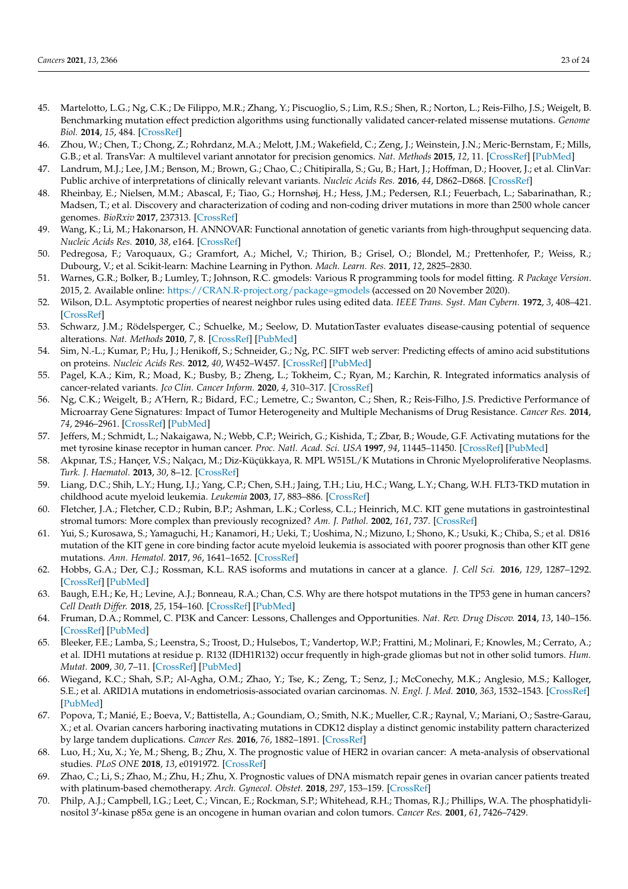45. Martelotto, L.G.; Ng, C.K.; De Filippo, M.R.; Zhang, Y.; Piscuoglio, S.; Lim, R.S.; Shen, R.; Norton, L.; Reis-Filho, J.S.; Weigelt, B. Benchmarking mutation effect prediction algorithms using functionally validated cancer-related missense mutations. *Genome Biol.* **2014**, *15*, 484. [CrossRef]
46. Zhou, W.; Chen, T.; Chong, Z.; Rohrdanz, M.A.; Melott, J.M.; Wakefield, C.; Zeng, J.; Weinstein, J.N.; Meric-Bernstam, F.; Mills, G.B.; et al. TransVar: A multilevel variant annotator for precision genomics. *Nat. Methods* **2015**, *12*, 11. [CrossRef] [PubMed]
47. Landrum, M.J.; Lee, J.M.; Benson, M.; Brown, G.; Chao, C.; Chitipiralla, S.; Gu, B.; Hart, J.; Hoffman, D.; Hoover, J.; et al. ClinVar: Public archive of interpretations of clinically relevant variants. *Nucleic Acids Res.* **2016**, *44*, D862–D868. [CrossRef]
48. Rheinbay, E.; Nielsen, M.M.; Abascal, F.; Tiao, G.; Hornshøj, H.; Hess, J.M.; Pedersen, R.I.; Feuerbach, L.; Sabarinathan, R.; Madsen, T.; et al. Discovery and characterization of coding and non-coding driver mutations in more than 2500 whole cancer genomes. *BioRxiv* **2017**, 237313. [CrossRef]
49. Wang, K.; Li, M.; Hakonarson, H. ANNOVAR: Functional annotation of genetic variants from high-throughput sequencing data. *Nucleic Acids Res.* **2010**, *38*, e164. [CrossRef]
50. Pedregosa, F.; Varoquaux, G.; Gramfort, A.; Michel, V.; Thirion, B.; Grisel, O.; Blondel, M.; Prettenhofer, P.; Weiss, R.; Dubourg, V.; et al. Scikit-learn: Machine Learning in Python. *Mach. Learn. Res.* **2011**, *12*, 2825–2830.
51. Warnes, G.R.; Bolker, B.; Lumley, T.; Johnson, R.C. gmodels: Various R programming tools for model fitting. *R Package Version*. 2015, 2. Available online: https://CRAN.R-project.org/package=gmodels (accessed on 20 November 2020).
52. Wilson, D.L. Asymptotic properties of nearest neighbor rules using edited data. *IEEE Trans. Syst. Man Cybern.* **1972**, *3*, 408–421. [CrossRef]
53. Schwarz, J.M.; Rödelsperger, C.; Schuelke, M.; Seelow, D. MutationTaster evaluates disease-causing potential of sequence alterations. *Nat. Methods* **2010**, *7*, 8. [CrossRef] [PubMed]
54. Sim, N.-L.; Kumar, P.; Hu, J.; Henikoff, S.; Schneider, G.; Ng, P.C. SIFT web server: Predicting effects of amino acid substitutions on proteins. *Nucleic Acids Res.* **2012**, *40*, W452–W457. [CrossRef] [PubMed]
55. Pagel, K.A.; Kim, R.; Moad, K.; Busby, B.; Zheng, L.; Tokheim, C.; Ryan, M.; Karchin, R. Integrated informatics analysis of cancer-related variants. *Jco Clin. Cancer Inform.* **2020**, *4*, 310–317. [CrossRef]
56. Ng, C.K.; Weigelt, B.; A'Hern, R.; Bidard, F.C.; Lemetre, C.; Swanton, C.; Shen, R.; Reis-Filho, J.S. Predictive Performance of Microarray Gene Signatures: Impact of Tumor Heterogeneity and Multiple Mechanisms of Drug Resistance. *Cancer Res.* **2014**, *74*, 2946–2961. [CrossRef] [PubMed]
57. Jeffers, M.; Schmidt, L.; Nakaigawa, N.; Webb, C.P.; Weirich, G.; Kishida, T.; Zbar, B.; Woude, G.F. Activating mutations for the met tyrosine kinase receptor in human cancer. *Proc. Natl. Acad. Sci. USA* **1997**, *94*, 11445–11450. [CrossRef] [PubMed]
58. Akpınar, T.S.; Hançer, V.S.; Nalçacı, M.; Diz-Küçükkaya, R. MPL W515L/K Mutations in Chronic Myeloproliferative Neoplasms. *Turk. J. Haematol.* **2013**, *30*, 8–12. [CrossRef]
59. Liang, D.C.; Shih, L.Y.; Hung, I.J.; Yang, C.P.; Chen, S.H.; Jaing, T.H.; Liu, H.C.; Wang, L.Y.; Chang, W.H. FLT3-TKD mutation in childhood acute myeloid leukemia. *Leukemia* **2003**, *17*, 883–886. [CrossRef]
60. Fletcher, J.A.; Fletcher, C.D.; Rubin, B.P.; Ashman, L.K.; Corless, C.L.; Heinrich, M.C. KIT gene mutations in gastrointestinal stromal tumors: More complex than previously recognized? *Am. J. Pathol.* **2002**, *161*, 737. [CrossRef]
61. Yui, S.; Kurosawa, S.; Yamaguchi, H.; Kanamori, H.; Ueki, T.; Uoshima, N.; Mizuno, I.; Shono, K.; Usuki, K.; Chiba, S.; et al. D816 mutation of the KIT gene in core binding factor acute myeloid leukemia is associated with poorer prognosis than other KIT gene mutations. *Ann. Hematol.* **2017**, *96*, 1641–1652. [CrossRef]
62. Hobbs, G.A.; Der, C.J.; Rossman, K.L. RAS isoforms and mutations in cancer at a glance. *J. Cell Sci.* **2016**, *129*, 1287–1292. [CrossRef] [PubMed]
63. Baugh, E.H.; Ke, H.; Levine, A.J.; Bonneau, R.A.; Chan, C.S. Why are there hotspot mutations in the TP53 gene in human cancers? *Cell Death Differ.* **2018**, *25*, 154–160. [CrossRef] [PubMed]
64. Fruman, D.A.; Rommel, C. PI3K and Cancer: Lessons, Challenges and Opportunities. *Nat. Rev. Drug Discov.* **2014**, *13*, 140–156. [CrossRef] [PubMed]
65. Bleeker, F.E.; Lamba, S.; Leenstra, S.; Troost, D.; Hulsebos, T.; Vandertop, W.P.; Frattini, M.; Molinari, F.; Knowles, M.; Cerrato, A.; et al. IDH1 mutations at residue p. R132 (IDH1R132) occur frequently in high-grade gliomas but not in other solid tumors. *Hum. Mutat.* **2009**, *30*, 7–11. [CrossRef] [PubMed]
66. Wiegand, K.C.; Shah, S.P.; Al-Agha, O.M.; Zhao, Y.; Tse, K.; Zeng, T.; Senz, J.; McConechy, M.K.; Anglesio, M.S.; Kalloger, S.E.; et al. ARID1A mutations in endometriosis-associated ovarian carcinomas. *N. Engl. J. Med.* **2010**, *363*, 1532–1543. [CrossRef] [PubMed]
67. Popova, T.; Manié, E.; Boeva, V.; Battistella, A.; Goundiam, O.; Smith, N.K.; Mueller, C.R.; Raynal, V.; Mariani, O.; Sastre-Garau, X.; et al. Ovarian cancers harboring inactivating mutations in CDK12 display a distinct genomic instability pattern characterized by large tandem duplications. *Cancer Res.* **2016**, *76*, 1882–1891. [CrossRef]
68. Luo, H.; Xu, X.; Ye, M.; Sheng, B.; Zhu, X. The prognostic value of HER2 in ovarian cancer: A meta-analysis of observational studies. *PLoS ONE* **2018**, *13*, e0191972. [CrossRef]
69. Zhao, C.; Li, S.; Zhao, M.; Zhu, H.; Zhu, X. Prognostic values of DNA mismatch repair genes in ovarian cancer patients treated with platinum-based chemotherapy. *Arch. Gynecol. Obstet.* **2018**, *297*, 153–159. [CrossRef]
70. Philp, A.J.; Campbell, I.G.; Leet, C.; Vincan, E.; Rockman, S.P.; Whitehead, R.H.; Thomas, R.J.; Phillips, W.A. The phosphatidylinositol 3′-kinase p85α gene is an oncogene in human ovarian and colon tumors. *Cancer Res.* **2001**, *61*, 7426–7429.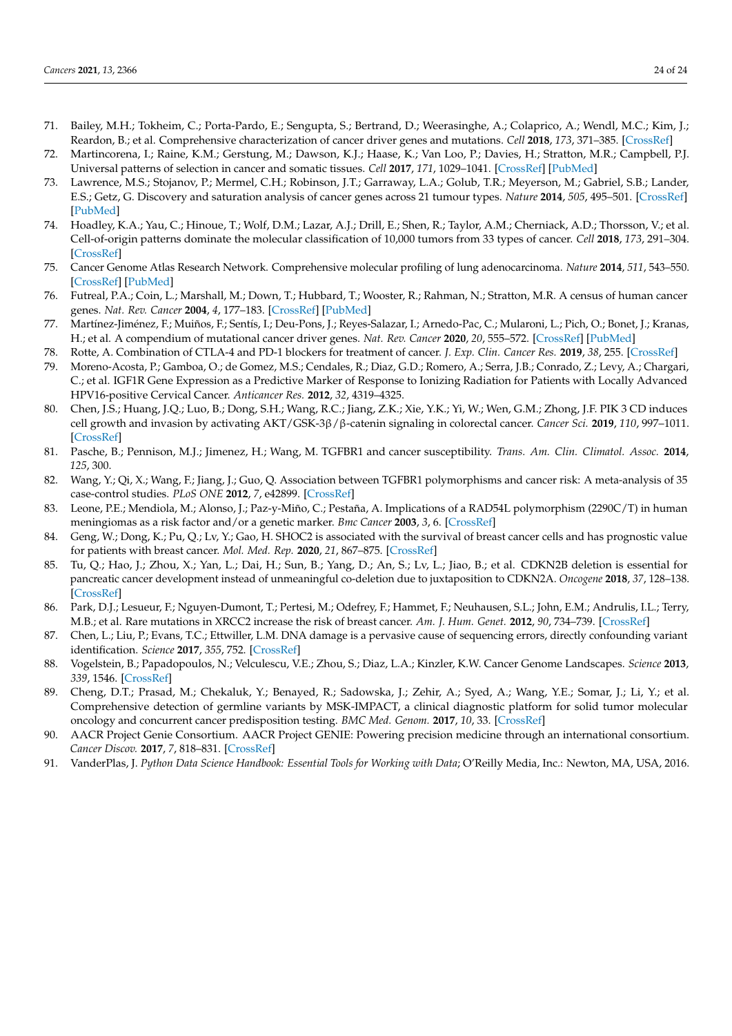71. Bailey, M.H.; Tokheim, C.; Porta-Pardo, E.; Sengupta, S.; Bertrand, D.; Weerasinghe, A.; Colaprico, A.; Wendl, M.C.; Kim, J.; Reardon, B.; et al. Comprehensive characterization of cancer driver genes and mutations. *Cell* **2018**, *173*, 371–385. [CrossRef]
72. Martincorena, I.; Raine, K.M.; Gerstung, M.; Dawson, K.J.; Haase, K.; Van Loo, P.; Davies, H.; Stratton, M.R.; Campbell, P.J. Universal patterns of selection in cancer and somatic tissues. *Cell* **2017**, *171*, 1029–1041. [CrossRef] [PubMed]
73. Lawrence, M.S.; Stojanov, P.; Mermel, C.H.; Robinson, J.T.; Garraway, L.A.; Golub, T.R.; Meyerson, M.; Gabriel, S.B.; Lander, E.S.; Getz, G. Discovery and saturation analysis of cancer genes across 21 tumour types. *Nature* **2014**, *505*, 495–501. [CrossRef] [PubMed]
74. Hoadley, K.A.; Yau, C.; Hinoue, T.; Wolf, D.M.; Lazar, A.J.; Drill, E.; Shen, R.; Taylor, A.M.; Cherniack, A.D.; Thorsson, V.; et al. Cell-of-origin patterns dominate the molecular classification of 10,000 tumors from 33 types of cancer. *Cell* **2018**, *173*, 291–304. [CrossRef]
75. Cancer Genome Atlas Research Network. Comprehensive molecular profiling of lung adenocarcinoma. *Nature* **2014**, *511*, 543–550. [CrossRef] [PubMed]
76. Futreal, P.A.; Coin, L.; Marshall, M.; Down, T.; Hubbard, T.; Wooster, R.; Rahman, N.; Stratton, M.R. A census of human cancer genes. *Nat. Rev. Cancer* **2004**, *4*, 177–183. [CrossRef] [PubMed]
77. Martínez-Jiménez, F.; Muiños, F.; Sentís, I.; Deu-Pons, J.; Reyes-Salazar, I.; Arnedo-Pac, C.; Mularoni, L.; Pich, O.; Bonet, J.; Kranas, H.; et al. A compendium of mutational cancer driver genes. *Nat. Rev. Cancer* **2020**, *20*, 555–572. [CrossRef] [PubMed]
78. Rotte, A. Combination of CTLA-4 and PD-1 blockers for treatment of cancer. *J. Exp. Clin. Cancer Res.* **2019**, *38*, 255. [CrossRef]
79. Moreno-Acosta, P.; Gamboa, O.; de Gomez, M.S.; Cendales, R.; Diaz, G.D.; Romero, A.; Serra, J.B.; Conrado, Z.; Levy, A.; Chargari, C.; et al. IGF1R Gene Expression as a Predictive Marker of Response to Ionizing Radiation for Patients with Locally Advanced HPV16-positive Cervical Cancer. *Anticancer Res.* **2012**, *32*, 4319–4325.
80. Chen, J.S.; Huang, J.Q.; Luo, B.; Dong, S.H.; Wang, R.C.; Jiang, Z.K.; Xie, Y.K.; Yi, W.; Wen, G.M.; Zhong, J.F. PIK 3 CD induces cell growth and invasion by activating AKT/GSK-3β/β-catenin signaling in colorectal cancer. *Cancer Sci.* **2019**, *110*, 997–1011. [CrossRef]
81. Pasche, B.; Pennison, M.J.; Jimenez, H.; Wang, M. TGFBR1 and cancer susceptibility. *Trans. Am. Clin. Climatol. Assoc.* **2014**, *125*, 300.
82. Wang, Y.; Qi, X.; Wang, F.; Jiang, J.; Guo, Q. Association between TGFBR1 polymorphisms and cancer risk: A meta-analysis of 35 case-control studies. *PLoS ONE* **2012**, *7*, e42899. [CrossRef]
83. Leone, P.E.; Mendiola, M.; Alonso, J.; Paz-y-Miño, C.; Pestaña, A. Implications of a RAD54L polymorphism (2290C/T) in human meningiomas as a risk factor and/or a genetic marker. *Bmc Cancer* **2003**, *3*, 6. [CrossRef]
84. Geng, W.; Dong, K.; Pu, Q.; Lv, Y.; Gao, H. SHOC2 is associated with the survival of breast cancer cells and has prognostic value for patients with breast cancer. *Mol. Med. Rep.* **2020**, *21*, 867–875. [CrossRef]
85. Tu, Q.; Hao, J.; Zhou, X.; Yan, L.; Dai, H.; Sun, B.; Yang, D.; An, S.; Lv, L.; Jiao, B.; et al. CDKN2B deletion is essential for pancreatic cancer development instead of unmeaningful co-deletion due to juxtaposition to CDKN2A. *Oncogene* **2018**, *37*, 128–138. [CrossRef]
86. Park, D.J.; Lesueur, F.; Nguyen-Dumont, T.; Pertesi, M.; Odefrey, F.; Hammet, F.; Neuhausen, S.L.; John, E.M.; Andrulis, I.L.; Terry, M.B.; et al. Rare mutations in XRCC2 increase the risk of breast cancer. *Am. J. Hum. Genet.* **2012**, *90*, 734–739. [CrossRef]
87. Chen, L.; Liu, P.; Evans, T.C.; Ettwiller, L.M. DNA damage is a pervasive cause of sequencing errors, directly confounding variant identification. *Science* **2017**, *355*, 752. [CrossRef]
88. Vogelstein, B.; Papadopoulos, N.; Velculescu, V.E.; Zhou, S.; Diaz, L.A.; Kinzler, K.W. Cancer Genome Landscapes. *Science* **2013**, *339*, 1546. [CrossRef]
89. Cheng, D.T.; Prasad, M.; Chekaluk, Y.; Benayed, R.; Sadowska, J.; Zehir, A.; Syed, A.; Wang, Y.E.; Somar, J.; Li, Y.; et al. Comprehensive detection of germline variants by MSK-IMPACT, a clinical diagnostic platform for solid tumor molecular oncology and concurrent cancer predisposition testing. *BMC Med. Genom.* **2017**, *10*, 33. [CrossRef]
90. AACR Project Genie Consortium. AACR Project GENIE: Powering precision medicine through an international consortium. *Cancer Discov.* **2017**, *7*, 818–831. [CrossRef]
91. VanderPlas, J. *Python Data Science Handbook: Essential Tools for Working with Data*; O'Reilly Media, Inc.: Newton, MA, USA, 2016.